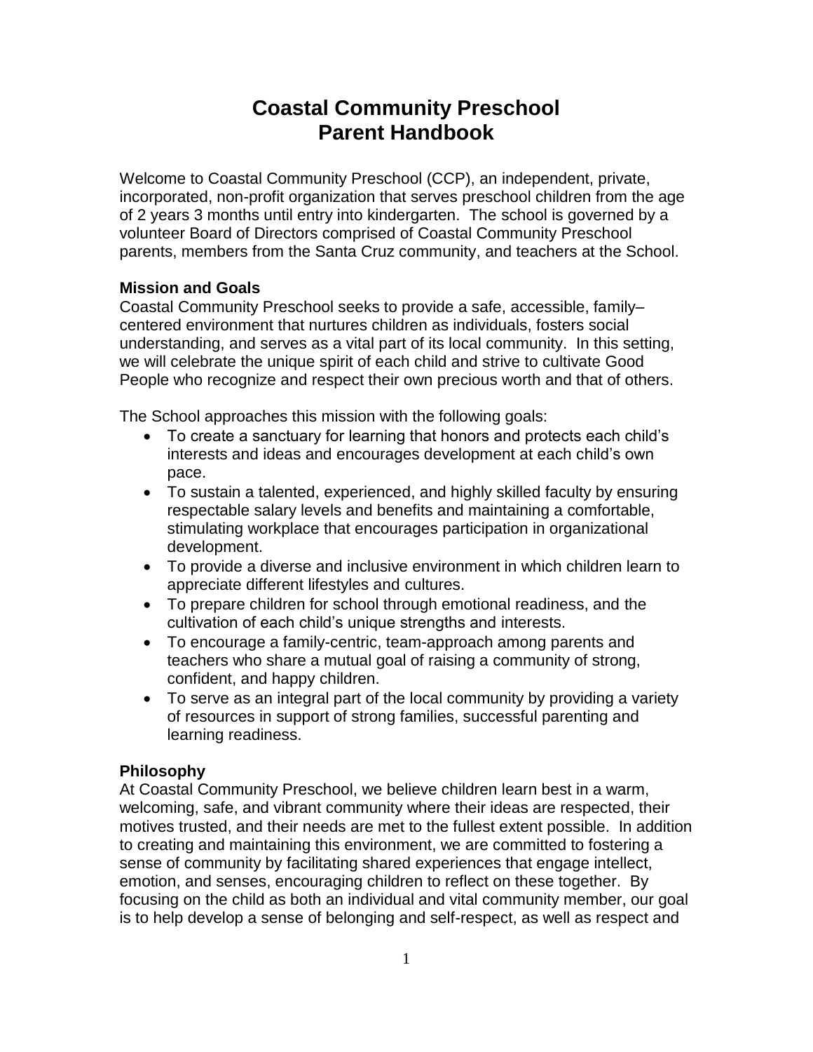# Coastal Community Preschool
# Parent Handbook

Welcome to Coastal Community Preschool (CCP), an independent, private, incorporated, non-profit organization that serves preschool children from the age of 2 years 3 months until entry into kindergarten. The school is governed by a volunteer Board of Directors comprised of Coastal Community Preschool parents, members from the Santa Cruz community, and teachers at the School.

### Mission and Goals

Coastal Community Preschool seeks to provide a safe, accessible, family–centered environment that nurtures children as individuals, fosters social understanding, and serves as a vital part of its local community. In this setting, we will celebrate the unique spirit of each child and strive to cultivate Good People who recognize and respect their own precious worth and that of others.

The School approaches this mission with the following goals:

- To create a sanctuary for learning that honors and protects each child's interests and ideas and encourages development at each child's own pace.
- To sustain a talented, experienced, and highly skilled faculty by ensuring respectable salary levels and benefits and maintaining a comfortable, stimulating workplace that encourages participation in organizational development.
- To provide a diverse and inclusive environment in which children learn to appreciate different lifestyles and cultures.
- To prepare children for school through emotional readiness, and the cultivation of each child's unique strengths and interests.
- To encourage a family-centric, team-approach among parents and teachers who share a mutual goal of raising a community of strong, confident, and happy children.
- To serve as an integral part of the local community by providing a variety of resources in support of strong families, successful parenting and learning readiness.

### Philosophy

At Coastal Community Preschool, we believe children learn best in a warm, welcoming, safe, and vibrant community where their ideas are respected, their motives trusted, and their needs are met to the fullest extent possible. In addition to creating and maintaining this environment, we are committed to fostering a sense of community by facilitating shared experiences that engage intellect, emotion, and senses, encouraging children to reflect on these together. By focusing on the child as both an individual and vital community member, our goal is to help develop a sense of belonging and self-respect, as well as respect and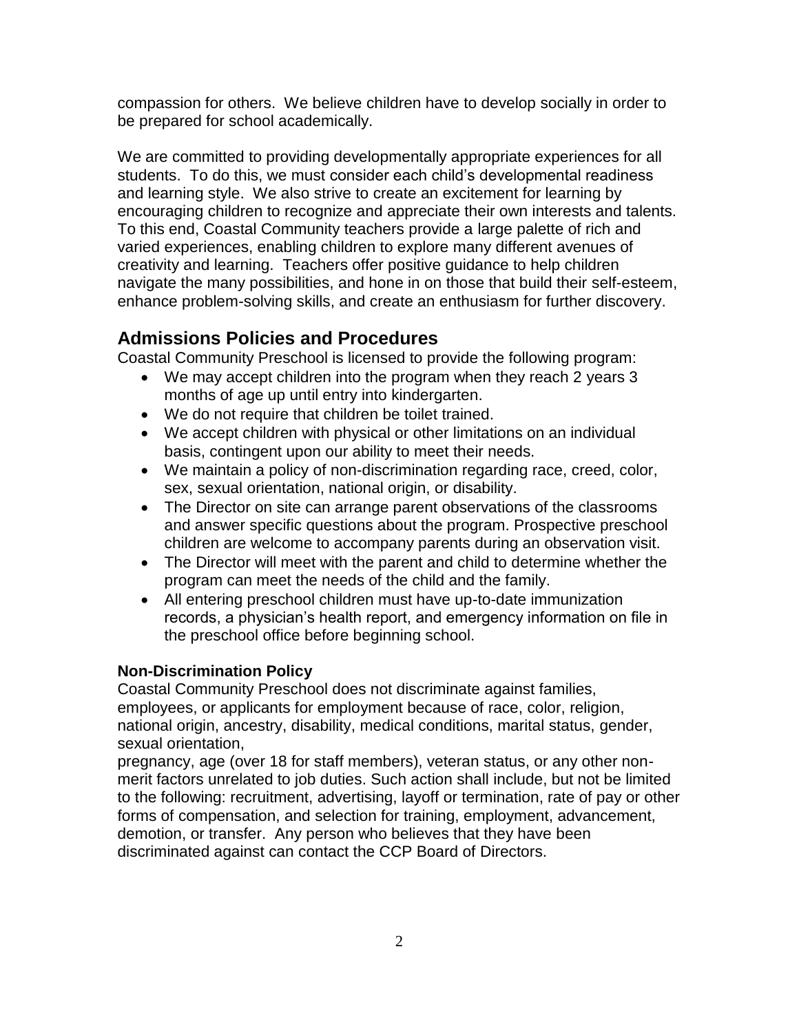compassion for others. We believe children have to develop socially in order to be prepared for school academically.

We are committed to providing developmentally appropriate experiences for all students. To do this, we must consider each child's developmental readiness and learning style. We also strive to create an excitement for learning by encouraging children to recognize and appreciate their own interests and talents. To this end, Coastal Community teachers provide a large palette of rich and varied experiences, enabling children to explore many different avenues of creativity and learning. Teachers offer positive guidance to help children navigate the many possibilities, and hone in on those that build their self-esteem, enhance problem-solving skills, and create an enthusiasm for further discovery.

## Admissions Policies and Procedures

Coastal Community Preschool is licensed to provide the following program:

- We may accept children into the program when they reach 2 years 3 months of age up until entry into kindergarten.
- We do not require that children be toilet trained.
- We accept children with physical or other limitations on an individual basis, contingent upon our ability to meet their needs.
- We maintain a policy of non-discrimination regarding race, creed, color, sex, sexual orientation, national origin, or disability.
- The Director on site can arrange parent observations of the classrooms and answer specific questions about the program. Prospective preschool children are welcome to accompany parents during an observation visit.
- The Director will meet with the parent and child to determine whether the program can meet the needs of the child and the family.
- All entering preschool children must have up-to-date immunization records, a physician's health report, and emergency information on file in the preschool office before beginning school.

### Non-Discrimination Policy

Coastal Community Preschool does not discriminate against families, employees, or applicants for employment because of race, color, religion, national origin, ancestry, disability, medical conditions, marital status, gender, sexual orientation,
pregnancy, age (over 18 for staff members), veteran status, or any other non-merit factors unrelated to job duties. Such action shall include, but not be limited to the following: recruitment, advertising, layoff or termination, rate of pay or other forms of compensation, and selection for training, employment, advancement, demotion, or transfer. Any person who believes that they have been discriminated against can contact the CCP Board of Directors.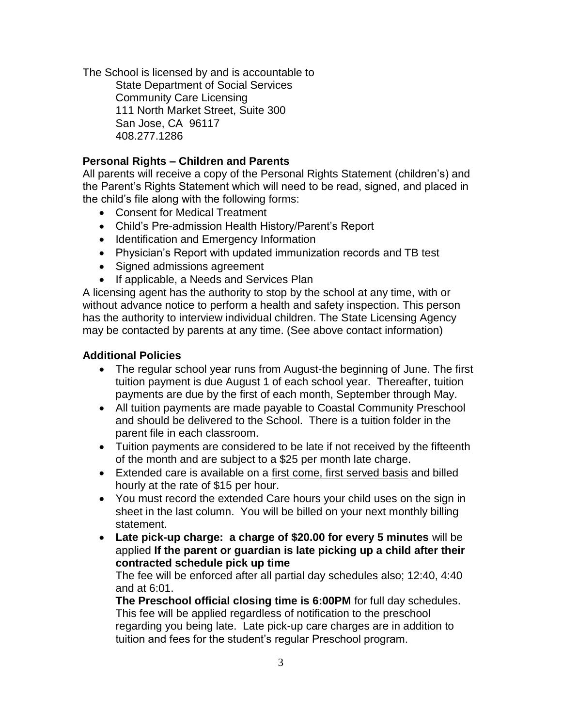The School is licensed by and is accountable to

State Department of Social Services
Community Care Licensing
111 North Market Street, Suite 300
San Jose, CA 96117
408.277.1286

**Personal Rights – Children and Parents**

All parents will receive a copy of the Personal Rights Statement (children's) and the Parent's Rights Statement which will need to be read, signed, and placed in the child's file along with the following forms:

- Consent for Medical Treatment
- Child's Pre-admission Health History/Parent's Report
- Identification and Emergency Information
- Physician's Report with updated immunization records and TB test
- Signed admissions agreement
- If applicable, a Needs and Services Plan

A licensing agent has the authority to stop by the school at any time, with or without advance notice to perform a health and safety inspection. This person has the authority to interview individual children. The State Licensing Agency may be contacted by parents at any time. (See above contact information)

**Additional Policies**

- The regular school year runs from August-the beginning of June. The first tuition payment is due August 1 of each school year. Thereafter, tuition payments are due by the first of each month, September through May.
- All tuition payments are made payable to Coastal Community Preschool and should be delivered to the School. There is a tuition folder in the parent file in each classroom.
- Tuition payments are considered to be late if not received by the fifteenth of the month and are subject to a $25 per month late charge.
- Extended care is available on a first come, first served basis and billed hourly at the rate of $15 per hour.
- You must record the extended Care hours your child uses on the sign in sheet in the last column. You will be billed on your next monthly billing statement.
- **Late pick-up charge: a charge of $20.00 for every 5 minutes** will be applied **If the parent or guardian is late picking up a child after their contracted schedule pick up time**

  The fee will be enforced after all partial day schedules also; 12:40, 4:40 and at 6:01.

  **The Preschool official closing time is 6:00PM** for full day schedules. This fee will be applied regardless of notification to the preschool regarding you being late. Late pick-up care charges are in addition to tuition and fees for the student's regular Preschool program.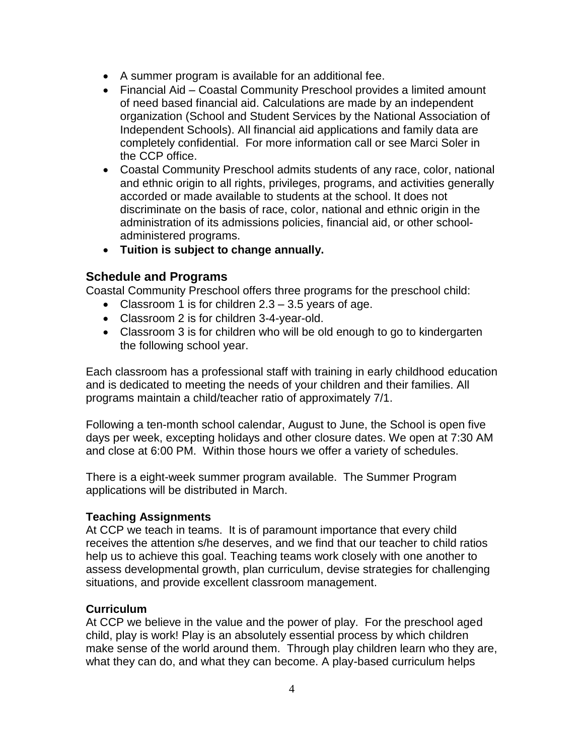- A summer program is available for an additional fee.
- Financial Aid – Coastal Community Preschool provides a limited amount of need based financial aid. Calculations are made by an independent organization (School and Student Services by the National Association of Independent Schools). All financial aid applications and family data are completely confidential. For more information call or see Marci Soler in the CCP office.
- Coastal Community Preschool admits students of any race, color, national and ethnic origin to all rights, privileges, programs, and activities generally accorded or made available to students at the school. It does not discriminate on the basis of race, color, national and ethnic origin in the administration of its admissions policies, financial aid, or other school-administered programs.
- **Tuition is subject to change annually.**

## Schedule and Programs

Coastal Community Preschool offers three programs for the preschool child:

- Classroom 1 is for children 2.3 – 3.5 years of age.
- Classroom 2 is for children 3-4-year-old.
- Classroom 3 is for children who will be old enough to go to kindergarten the following school year.

Each classroom has a professional staff with training in early childhood education and is dedicated to meeting the needs of your children and their families. All programs maintain a child/teacher ratio of approximately 7/1.

Following a ten-month school calendar, August to June, the School is open five days per week, excepting holidays and other closure dates. We open at 7:30 AM and close at 6:00 PM. Within those hours we offer a variety of schedules.

There is a eight-week summer program available. The Summer Program applications will be distributed in March.

### Teaching Assignments

At CCP we teach in teams. It is of paramount importance that every child receives the attention s/he deserves, and we find that our teacher to child ratios help us to achieve this goal. Teaching teams work closely with one another to assess developmental growth, plan curriculum, devise strategies for challenging situations, and provide excellent classroom management.

### Curriculum

At CCP we believe in the value and the power of play. For the preschool aged child, play is work! Play is an absolutely essential process by which children make sense of the world around them. Through play children learn who they are, what they can do, and what they can become. A play-based curriculum helps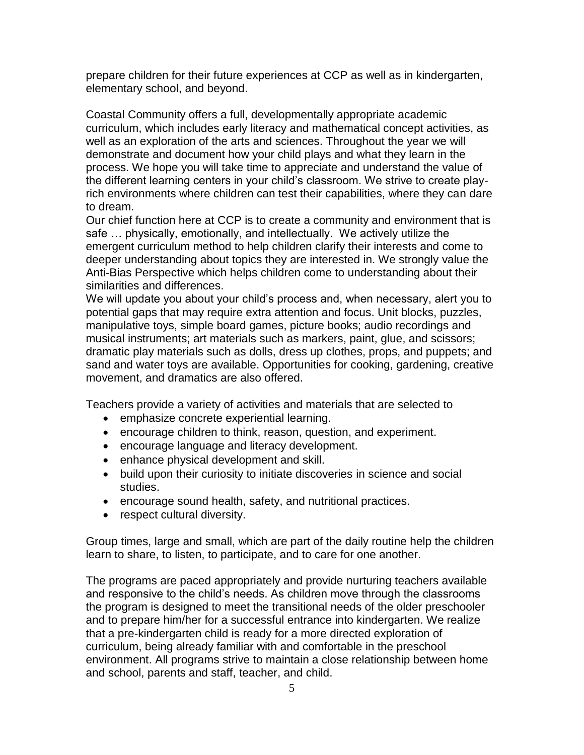prepare children for their future experiences at CCP as well as in kindergarten, elementary school, and beyond.

Coastal Community offers a full, developmentally appropriate academic curriculum, which includes early literacy and mathematical concept activities, as well as an exploration of the arts and sciences. Throughout the year we will demonstrate and document how your child plays and what they learn in the process. We hope you will take time to appreciate and understand the value of the different learning centers in your child's classroom. We strive to create play-rich environments where children can test their capabilities, where they can dare to dream.

Our chief function here at CCP is to create a community and environment that is safe … physically, emotionally, and intellectually. We actively utilize the emergent curriculum method to help children clarify their interests and come to deeper understanding about topics they are interested in. We strongly value the Anti-Bias Perspective which helps children come to understanding about their similarities and differences.

We will update you about your child's process and, when necessary, alert you to potential gaps that may require extra attention and focus. Unit blocks, puzzles, manipulative toys, simple board games, picture books; audio recordings and musical instruments; art materials such as markers, paint, glue, and scissors; dramatic play materials such as dolls, dress up clothes, props, and puppets; and sand and water toys are available. Opportunities for cooking, gardening, creative movement, and dramatics are also offered.

Teachers provide a variety of activities and materials that are selected to

- emphasize concrete experiential learning.
- encourage children to think, reason, question, and experiment.
- encourage language and literacy development.
- enhance physical development and skill.
- build upon their curiosity to initiate discoveries in science and social studies.
- encourage sound health, safety, and nutritional practices.
- respect cultural diversity.

Group times, large and small, which are part of the daily routine help the children learn to share, to listen, to participate, and to care for one another.

The programs are paced appropriately and provide nurturing teachers available and responsive to the child's needs. As children move through the classrooms the program is designed to meet the transitional needs of the older preschooler and to prepare him/her for a successful entrance into kindergarten. We realize that a pre-kindergarten child is ready for a more directed exploration of curriculum, being already familiar with and comfortable in the preschool environment. All programs strive to maintain a close relationship between home and school, parents and staff, teacher, and child.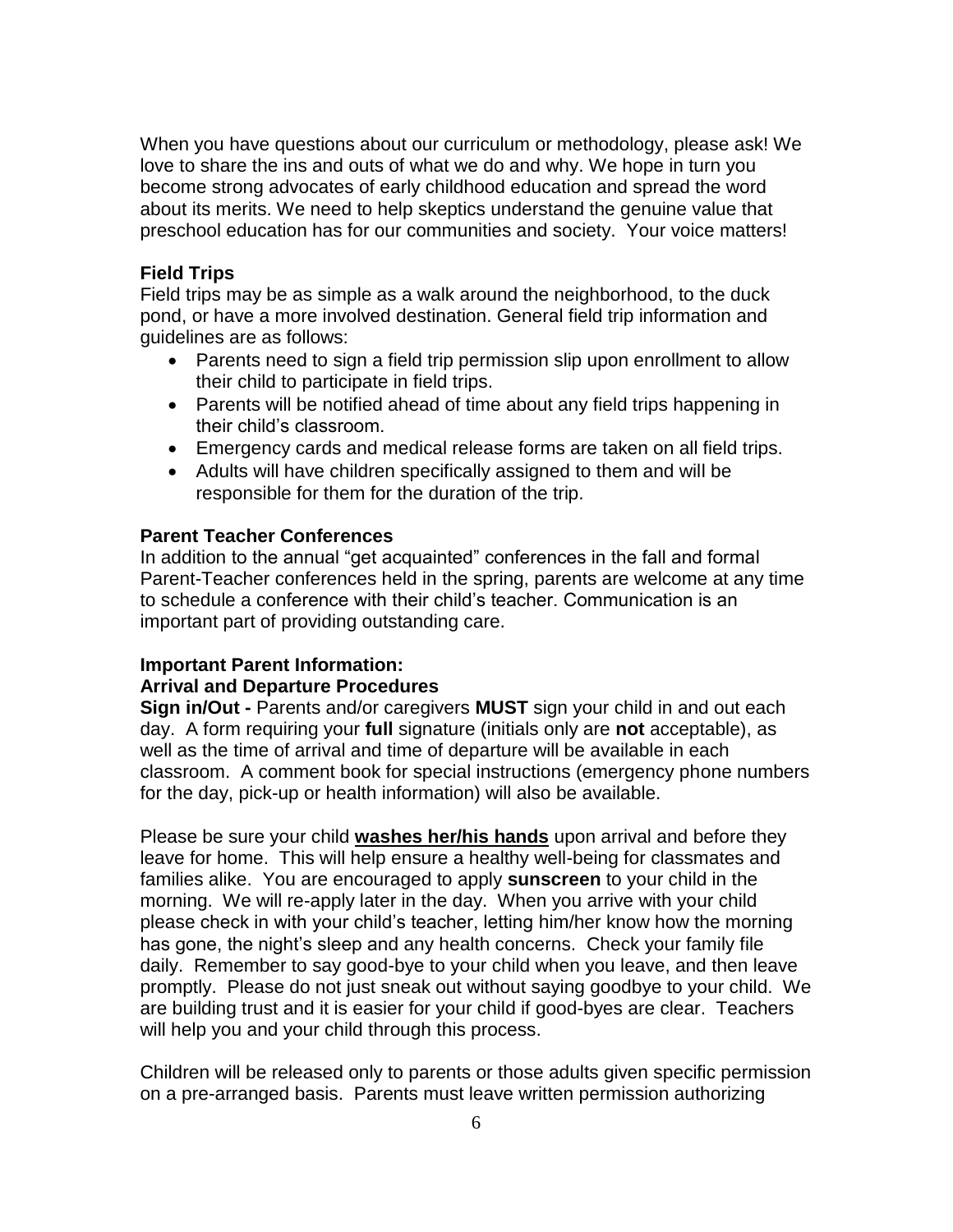When you have questions about our curriculum or methodology, please ask! We love to share the ins and outs of what we do and why. We hope in turn you become strong advocates of early childhood education and spread the word about its merits. We need to help skeptics understand the genuine value that preschool education has for our communities and society. Your voice matters!

### Field Trips

Field trips may be as simple as a walk around the neighborhood, to the duck pond, or have a more involved destination. General field trip information and guidelines are as follows:

- Parents need to sign a field trip permission slip upon enrollment to allow their child to participate in field trips.
- Parents will be notified ahead of time about any field trips happening in their child's classroom.
- Emergency cards and medical release forms are taken on all field trips.
- Adults will have children specifically assigned to them and will be responsible for them for the duration of the trip.

### Parent Teacher Conferences

In addition to the annual "get acquainted" conferences in the fall and formal Parent-Teacher conferences held in the spring, parents are welcome at any time to schedule a conference with their child's teacher. Communication is an important part of providing outstanding care.

### Important Parent Information:

### Arrival and Departure Procedures

**Sign in/Out -** Parents and/or caregivers **MUST** sign your child in and out each day. A form requiring your **full** signature (initials only are **not** acceptable), as well as the time of arrival and time of departure will be available in each classroom. A comment book for special instructions (emergency phone numbers for the day, pick-up or health information) will also be available.

Please be sure your child **washes her/his hands** upon arrival and before they leave for home. This will help ensure a healthy well-being for classmates and families alike. You are encouraged to apply **sunscreen** to your child in the morning. We will re-apply later in the day. When you arrive with your child please check in with your child's teacher, letting him/her know how the morning has gone, the night's sleep and any health concerns. Check your family file daily. Remember to say good-bye to your child when you leave, and then leave promptly. Please do not just sneak out without saying goodbye to your child. We are building trust and it is easier for your child if good-byes are clear. Teachers will help you and your child through this process.

Children will be released only to parents or those adults given specific permission on a pre-arranged basis. Parents must leave written permission authorizing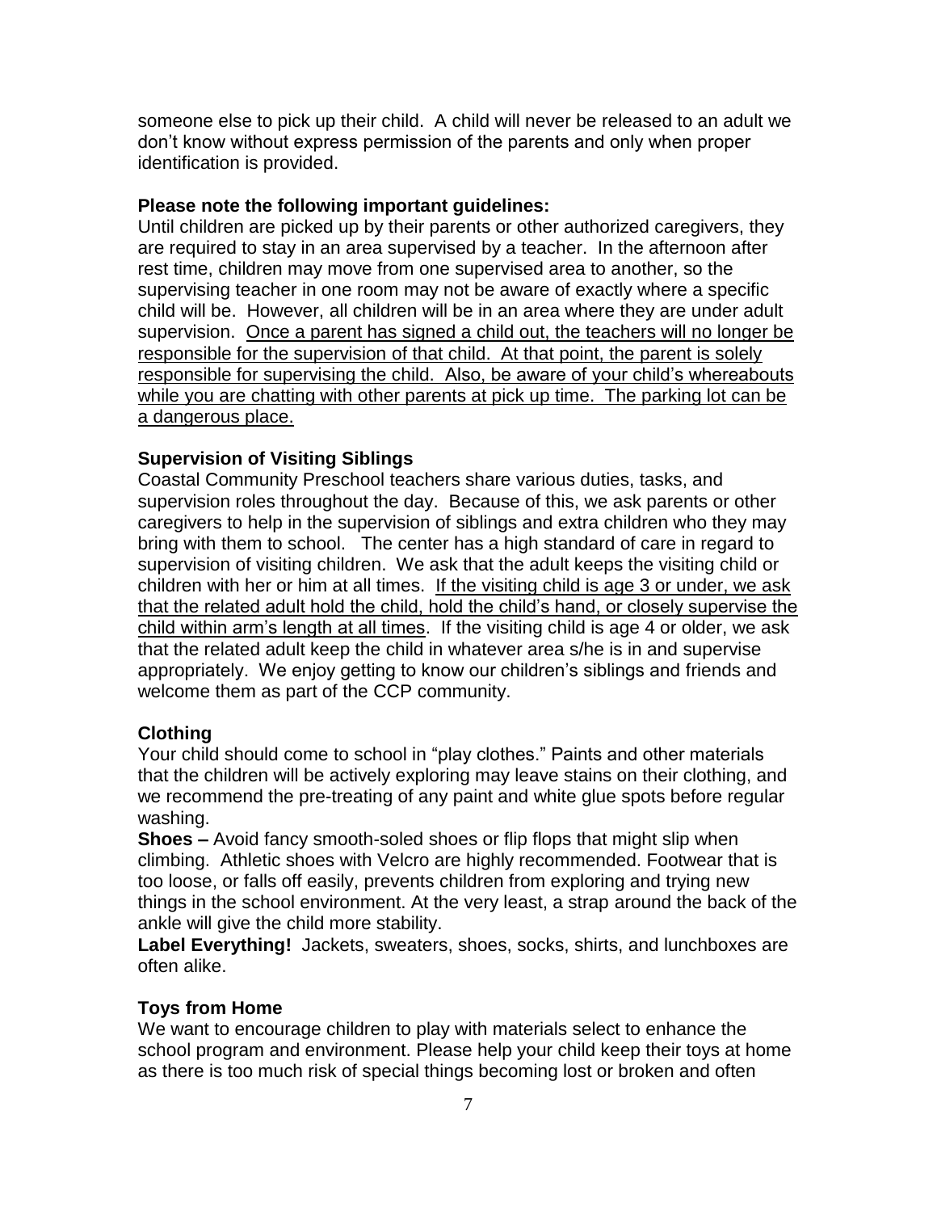someone else to pick up their child. A child will never be released to an adult we don't know without express permission of the parents and only when proper identification is provided.

**Please note the following important guidelines:**

Until children are picked up by their parents or other authorized caregivers, they are required to stay in an area supervised by a teacher. In the afternoon after rest time, children may move from one supervised area to another, so the supervising teacher in one room may not be aware of exactly where a specific child will be. However, all children will be in an area where they are under adult supervision. <u>Once a parent has signed a child out, the teachers will no longer be responsible for the supervision of that child. At that point, the parent is solely responsible for supervising the child. Also, be aware of your child's whereabouts while you are chatting with other parents at pick up time. The parking lot can be a dangerous place.</u>

**Supervision of Visiting Siblings**

Coastal Community Preschool teachers share various duties, tasks, and supervision roles throughout the day. Because of this, we ask parents or other caregivers to help in the supervision of siblings and extra children who they may bring with them to school. The center has a high standard of care in regard to supervision of visiting children. We ask that the adult keeps the visiting child or children with her or him at all times. <u>If the visiting child is age 3 or under, we ask that the related adult hold the child, hold the child's hand, or closely supervise the child within arm's length at all times</u>. If the visiting child is age 4 or older, we ask that the related adult keep the child in whatever area s/he is in and supervise appropriately. We enjoy getting to know our children's siblings and friends and welcome them as part of the CCP community.

**Clothing**

Your child should come to school in "play clothes." Paints and other materials that the children will be actively exploring may leave stains on their clothing, and we recommend the pre-treating of any paint and white glue spots before regular washing.

**Shoes –** Avoid fancy smooth-soled shoes or flip flops that might slip when climbing. Athletic shoes with Velcro are highly recommended. Footwear that is too loose, or falls off easily, prevents children from exploring and trying new things in the school environment. At the very least, a strap around the back of the ankle will give the child more stability.

**Label Everything!** Jackets, sweaters, shoes, socks, shirts, and lunchboxes are often alike.

**Toys from Home**

We want to encourage children to play with materials select to enhance the school program and environment. Please help your child keep their toys at home as there is too much risk of special things becoming lost or broken and often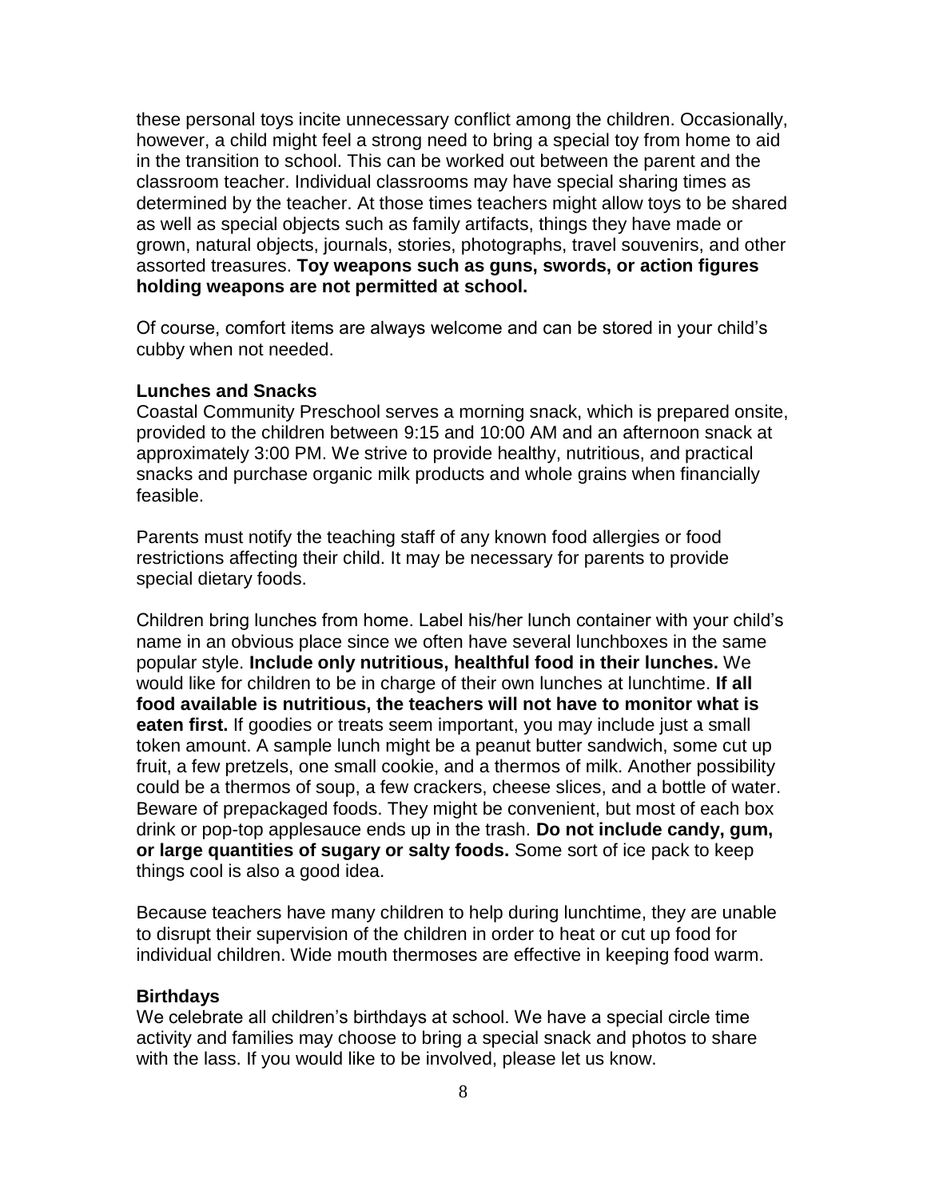these personal toys incite unnecessary conflict among the children. Occasionally, however, a child might feel a strong need to bring a special toy from home to aid in the transition to school. This can be worked out between the parent and the classroom teacher. Individual classrooms may have special sharing times as determined by the teacher. At those times teachers might allow toys to be shared as well as special objects such as family artifacts, things they have made or grown, natural objects, journals, stories, photographs, travel souvenirs, and other assorted treasures. **Toy weapons such as guns, swords, or action figures holding weapons are not permitted at school.**

Of course, comfort items are always welcome and can be stored in your child's cubby when not needed.

**Lunches and Snacks**

Coastal Community Preschool serves a morning snack, which is prepared onsite, provided to the children between 9:15 and 10:00 AM and an afternoon snack at approximately 3:00 PM. We strive to provide healthy, nutritious, and practical snacks and purchase organic milk products and whole grains when financially feasible.

Parents must notify the teaching staff of any known food allergies or food restrictions affecting their child. It may be necessary for parents to provide special dietary foods.

Children bring lunches from home. Label his/her lunch container with your child's name in an obvious place since we often have several lunchboxes in the same popular style. **Include only nutritious, healthful food in their lunches.** We would like for children to be in charge of their own lunches at lunchtime. **If all food available is nutritious, the teachers will not have to monitor what is eaten first.** If goodies or treats seem important, you may include just a small token amount. A sample lunch might be a peanut butter sandwich, some cut up fruit, a few pretzels, one small cookie, and a thermos of milk. Another possibility could be a thermos of soup, a few crackers, cheese slices, and a bottle of water. Beware of prepackaged foods. They might be convenient, but most of each box drink or pop-top applesauce ends up in the trash. **Do not include candy, gum, or large quantities of sugary or salty foods.** Some sort of ice pack to keep things cool is also a good idea.

Because teachers have many children to help during lunchtime, they are unable to disrupt their supervision of the children in order to heat or cut up food for individual children. Wide mouth thermoses are effective in keeping food warm.

**Birthdays**

We celebrate all children's birthdays at school. We have a special circle time activity and families may choose to bring a special snack and photos to share with the lass. If you would like to be involved, please let us know.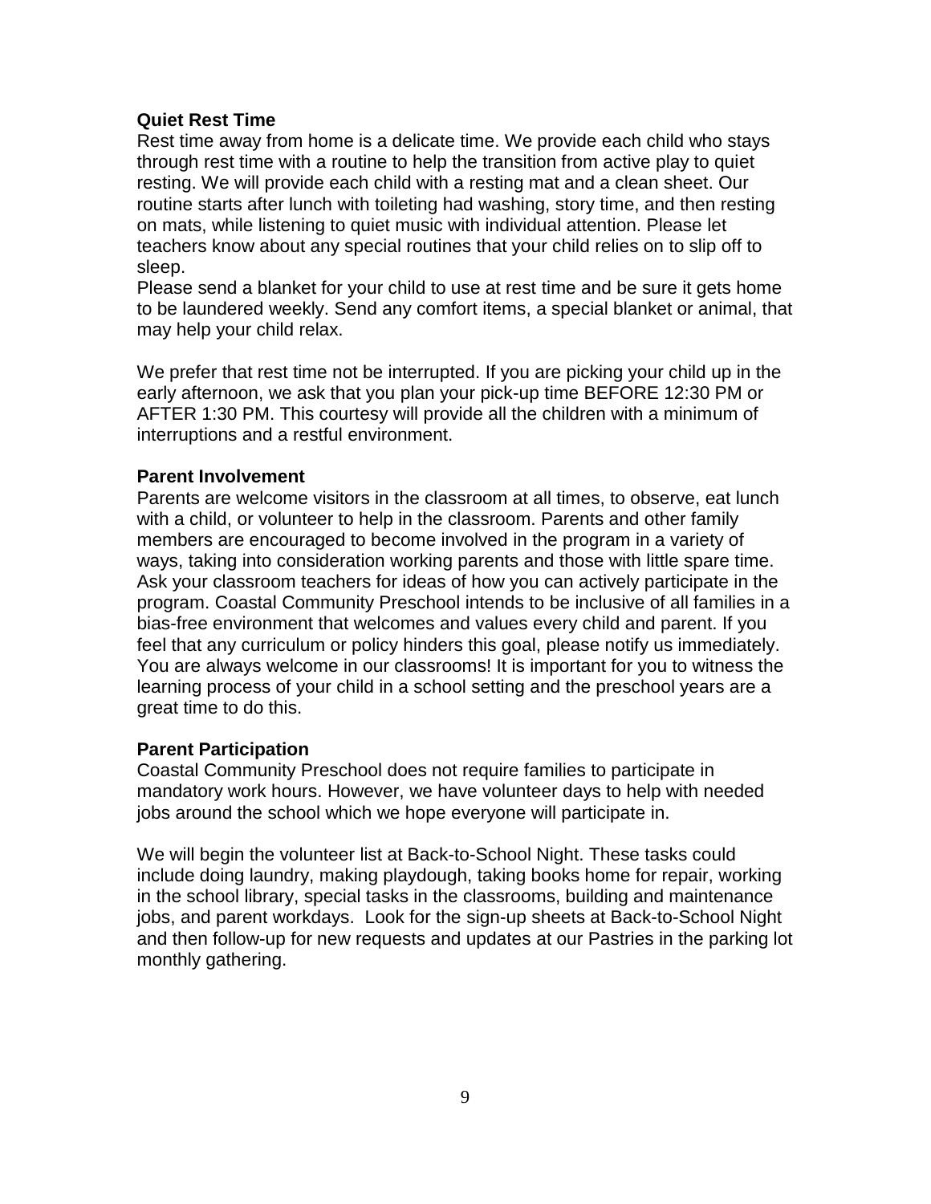**Quiet Rest Time**

Rest time away from home is a delicate time. We provide each child who stays through rest time with a routine to help the transition from active play to quiet resting. We will provide each child with a resting mat and a clean sheet. Our routine starts after lunch with toileting had washing, story time, and then resting on mats, while listening to quiet music with individual attention. Please let teachers know about any special routines that your child relies on to slip off to sleep.

Please send a blanket for your child to use at rest time and be sure it gets home to be laundered weekly. Send any comfort items, a special blanket or animal, that may help your child relax.

We prefer that rest time not be interrupted. If you are picking your child up in the early afternoon, we ask that you plan your pick-up time BEFORE 12:30 PM or AFTER 1:30 PM. This courtesy will provide all the children with a minimum of interruptions and a restful environment.

**Parent Involvement**

Parents are welcome visitors in the classroom at all times, to observe, eat lunch with a child, or volunteer to help in the classroom. Parents and other family members are encouraged to become involved in the program in a variety of ways, taking into consideration working parents and those with little spare time. Ask your classroom teachers for ideas of how you can actively participate in the program. Coastal Community Preschool intends to be inclusive of all families in a bias-free environment that welcomes and values every child and parent. If you feel that any curriculum or policy hinders this goal, please notify us immediately. You are always welcome in our classrooms! It is important for you to witness the learning process of your child in a school setting and the preschool years are a great time to do this.

**Parent Participation**

Coastal Community Preschool does not require families to participate in mandatory work hours. However, we have volunteer days to help with needed jobs around the school which we hope everyone will participate in.

We will begin the volunteer list at Back-to-School Night. These tasks could include doing laundry, making playdough, taking books home for repair, working in the school library, special tasks in the classrooms, building and maintenance jobs, and parent workdays. Look for the sign-up sheets at Back-to-School Night and then follow-up for new requests and updates at our Pastries in the parking lot monthly gathering.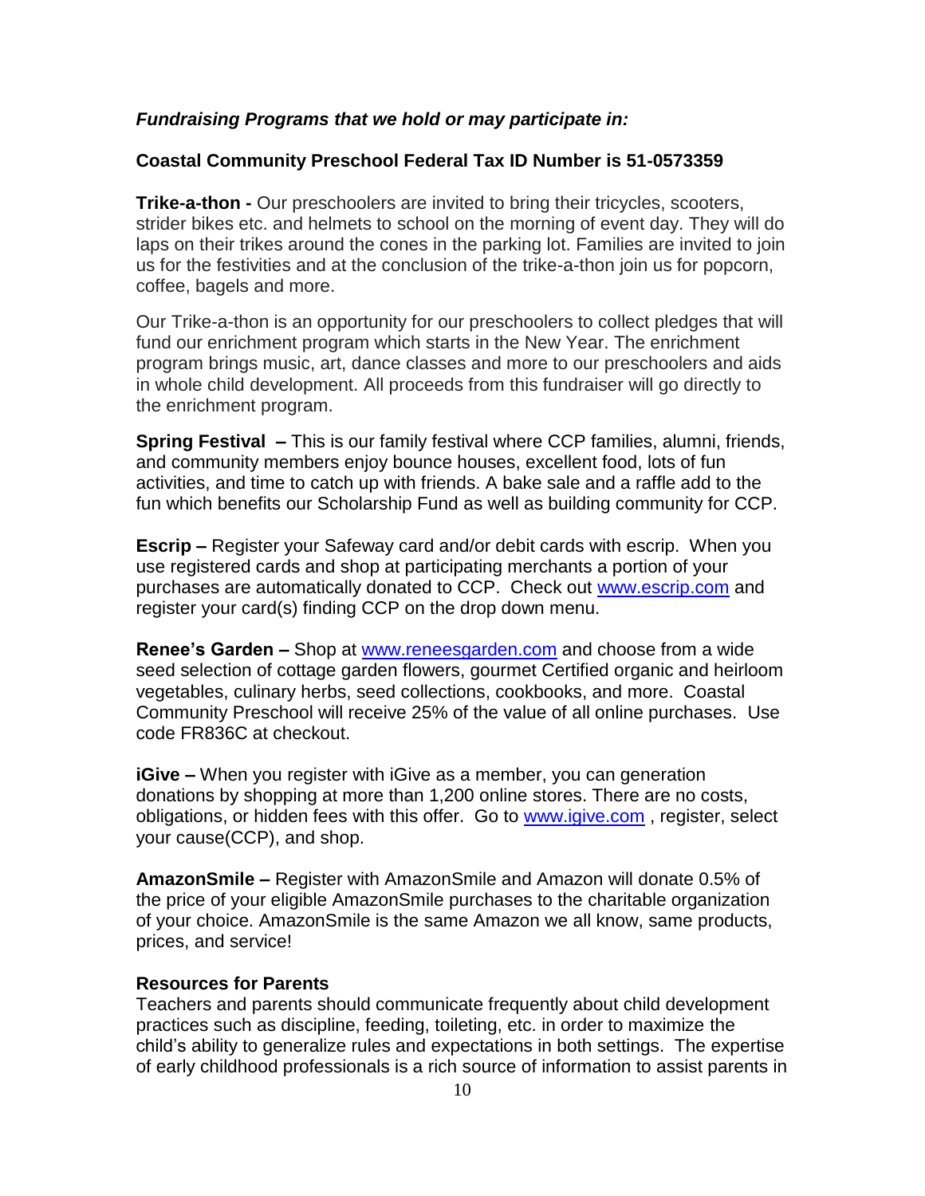***Fundraising Programs that we hold or may participate in:***

**Coastal Community Preschool Federal Tax ID Number is 51-0573359**

**Trike-a-thon -** Our preschoolers are invited to bring their tricycles, scooters, strider bikes etc. and helmets to school on the morning of event day. They will do laps on their trikes around the cones in the parking lot. Families are invited to join us for the festivities and at the conclusion of the trike-a-thon join us for popcorn, coffee, bagels and more.

Our Trike-a-thon is an opportunity for our preschoolers to collect pledges that will fund our enrichment program which starts in the New Year. The enrichment program brings music, art, dance classes and more to our preschoolers and aids in whole child development. All proceeds from this fundraiser will go directly to the enrichment program.

**Spring Festival –** This is our family festival where CCP families, alumni, friends, and community members enjoy bounce houses, excellent food, lots of fun activities, and time to catch up with friends. A bake sale and a raffle add to the fun which benefits our Scholarship Fund as well as building community for CCP.

**Escrip –** Register your Safeway card and/or debit cards with escrip. When you use registered cards and shop at participating merchants a portion of your purchases are automatically donated to CCP. Check out www.escrip.com and register your card(s) finding CCP on the drop down menu.

**Renee's Garden –** Shop at www.reneesgarden.com and choose from a wide seed selection of cottage garden flowers, gourmet Certified organic and heirloom vegetables, culinary herbs, seed collections, cookbooks, and more. Coastal Community Preschool will receive 25% of the value of all online purchases. Use code FR836C at checkout.

**iGive –** When you register with iGive as a member, you can generation donations by shopping at more than 1,200 online stores. There are no costs, obligations, or hidden fees with this offer. Go to www.igive.com , register, select your cause(CCP), and shop.

**AmazonSmile –** Register with AmazonSmile and Amazon will donate 0.5% of the price of your eligible AmazonSmile purchases to the charitable organization of your choice. AmazonSmile is the same Amazon we all know, same products, prices, and service!

**Resources for Parents**

Teachers and parents should communicate frequently about child development practices such as discipline, feeding, toileting, etc. in order to maximize the child's ability to generalize rules and expectations in both settings. The expertise of early childhood professionals is a rich source of information to assist parents in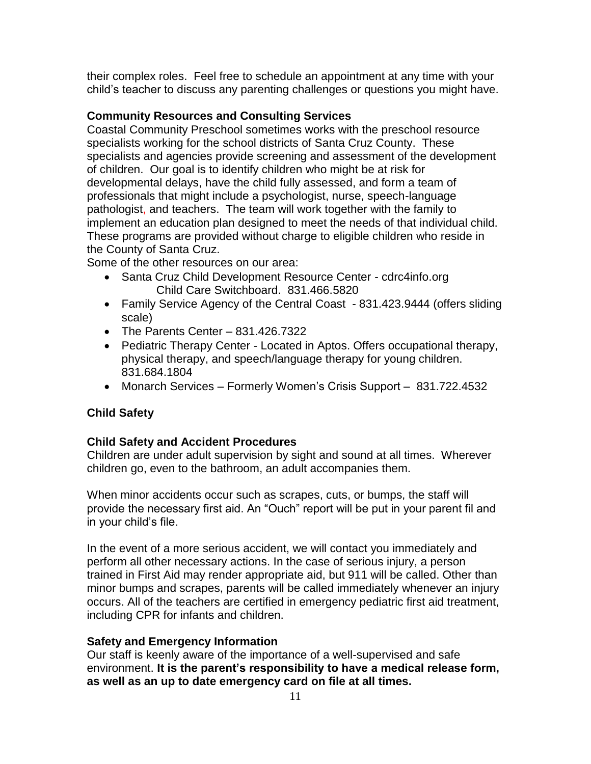their complex roles. Feel free to schedule an appointment at any time with your child's teacher to discuss any parenting challenges or questions you might have.

### Community Resources and Consulting Services

Coastal Community Preschool sometimes works with the preschool resource specialists working for the school districts of Santa Cruz County. These specialists and agencies provide screening and assessment of the development of children. Our goal is to identify children who might be at risk for developmental delays, have the child fully assessed, and form a team of professionals that might include a psychologist, nurse, speech-language pathologist, and teachers. The team will work together with the family to implement an education plan designed to meet the needs of that individual child. These programs are provided without charge to eligible children who reside in the County of Santa Cruz.

Some of the other resources on our area:

- Santa Cruz Child Development Resource Center - cdrc4info.org
  Child Care Switchboard. 831.466.5820
- Family Service Agency of the Central Coast - 831.423.9444 (offers sliding scale)
- The Parents Center – 831.426.7322
- Pediatric Therapy Center - Located in Aptos. Offers occupational therapy, physical therapy, and speech/language therapy for young children. 831.684.1804
- Monarch Services – Formerly Women's Crisis Support – 831.722.4532

## Child Safety

### Child Safety and Accident Procedures

Children are under adult supervision by sight and sound at all times. Wherever children go, even to the bathroom, an adult accompanies them.

When minor accidents occur such as scrapes, cuts, or bumps, the staff will provide the necessary first aid. An "Ouch" report will be put in your parent fil and in your child's file.

In the event of a more serious accident, we will contact you immediately and perform all other necessary actions. In the case of serious injury, a person trained in First Aid may render appropriate aid, but 911 will be called. Other than minor bumps and scrapes, parents will be called immediately whenever an injury occurs. All of the teachers are certified in emergency pediatric first aid treatment, including CPR for infants and children.

### Safety and Emergency Information

Our staff is keenly aware of the importance of a well-supervised and safe environment. **It is the parent's responsibility to have a medical release form, as well as an up to date emergency card on file at all times.**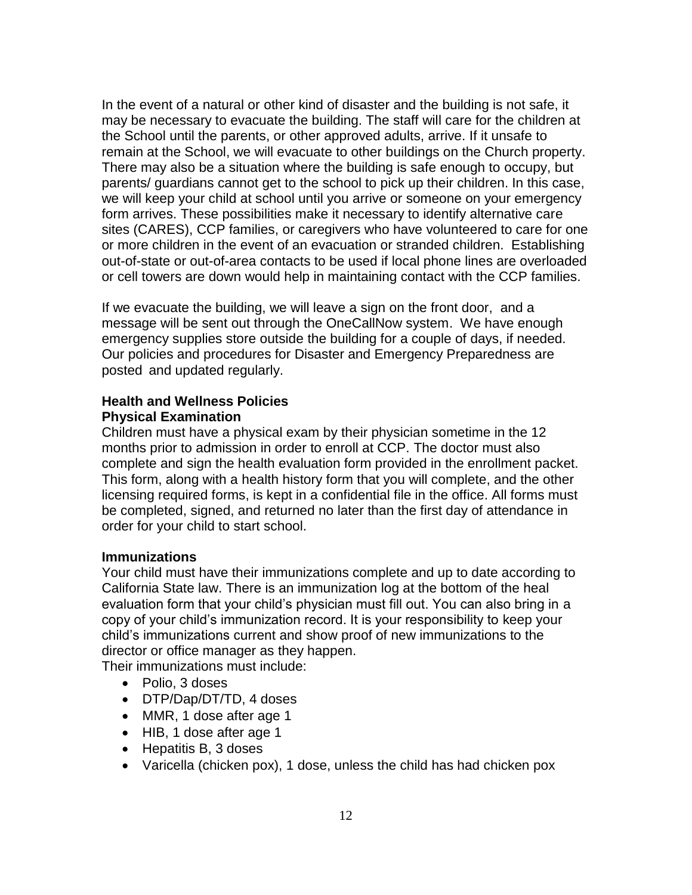In the event of a natural or other kind of disaster and the building is not safe, it may be necessary to evacuate the building. The staff will care for the children at the School until the parents, or other approved adults, arrive. If it unsafe to remain at the School, we will evacuate to other buildings on the Church property. There may also be a situation where the building is safe enough to occupy, but parents/ guardians cannot get to the school to pick up their children. In this case, we will keep your child at school until you arrive or someone on your emergency form arrives. These possibilities make it necessary to identify alternative care sites (CARES), CCP families, or caregivers who have volunteered to care for one or more children in the event of an evacuation or stranded children. Establishing out-of-state or out-of-area contacts to be used if local phone lines are overloaded or cell towers are down would help in maintaining contact with the CCP families.

If we evacuate the building, we will leave a sign on the front door, and a message will be sent out through the OneCallNow system. We have enough emergency supplies store outside the building for a couple of days, if needed. Our policies and procedures for Disaster and Emergency Preparedness are posted and updated regularly.

**Health and Wellness Policies**

**Physical Examination**

Children must have a physical exam by their physician sometime in the 12 months prior to admission in order to enroll at CCP. The doctor must also complete and sign the health evaluation form provided in the enrollment packet. This form, along with a health history form that you will complete, and the other licensing required forms, is kept in a confidential file in the office. All forms must be completed, signed, and returned no later than the first day of attendance in order for your child to start school.

**Immunizations**

Your child must have their immunizations complete and up to date according to California State law. There is an immunization log at the bottom of the heal evaluation form that your child's physician must fill out. You can also bring in a copy of your child's immunization record. It is your responsibility to keep your child's immunizations current and show proof of new immunizations to the director or office manager as they happen.

Their immunizations must include:

- Polio, 3 doses
- DTP/Dap/DT/TD, 4 doses
- MMR, 1 dose after age 1
- HIB, 1 dose after age 1
- Hepatitis B, 3 doses
- Varicella (chicken pox), 1 dose, unless the child has had chicken pox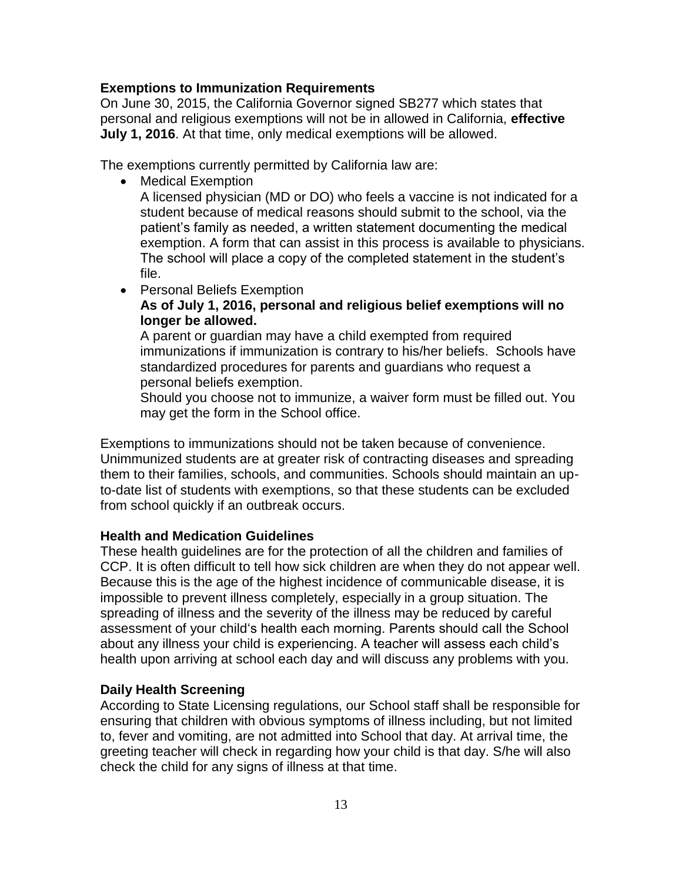### Exemptions to Immunization Requirements

On June 30, 2015, the California Governor signed SB277 which states that personal and religious exemptions will not be in allowed in California, **effective July 1, 2016**. At that time, only medical exemptions will be allowed.

The exemptions currently permitted by California law are:

- Medical Exemption
  A licensed physician (MD or DO) who feels a vaccine is not indicated for a student because of medical reasons should submit to the school, via the patient's family as needed, a written statement documenting the medical exemption. A form that can assist in this process is available to physicians. The school will place a copy of the completed statement in the student's file.
- Personal Beliefs Exemption
  **As of July 1, 2016, personal and religious belief exemptions will no longer be allowed.**
  A parent or guardian may have a child exempted from required immunizations if immunization is contrary to his/her beliefs. Schools have standardized procedures for parents and guardians who request a personal beliefs exemption.
  Should you choose not to immunize, a waiver form must be filled out. You may get the form in the School office.

Exemptions to immunizations should not be taken because of convenience. Unimmunized students are at greater risk of contracting diseases and spreading them to their families, schools, and communities. Schools should maintain an up-to-date list of students with exemptions, so that these students can be excluded from school quickly if an outbreak occurs.

### Health and Medication Guidelines

These health guidelines are for the protection of all the children and families of CCP. It is often difficult to tell how sick children are when they do not appear well. Because this is the age of the highest incidence of communicable disease, it is impossible to prevent illness completely, especially in a group situation. The spreading of illness and the severity of the illness may be reduced by careful assessment of your child's health each morning. Parents should call the School about any illness your child is experiencing. A teacher will assess each child's health upon arriving at school each day and will discuss any problems with you.

### Daily Health Screening

According to State Licensing regulations, our School staff shall be responsible for ensuring that children with obvious symptoms of illness including, but not limited to, fever and vomiting, are not admitted into School that day. At arrival time, the greeting teacher will check in regarding how your child is that day. S/he will also check the child for any signs of illness at that time.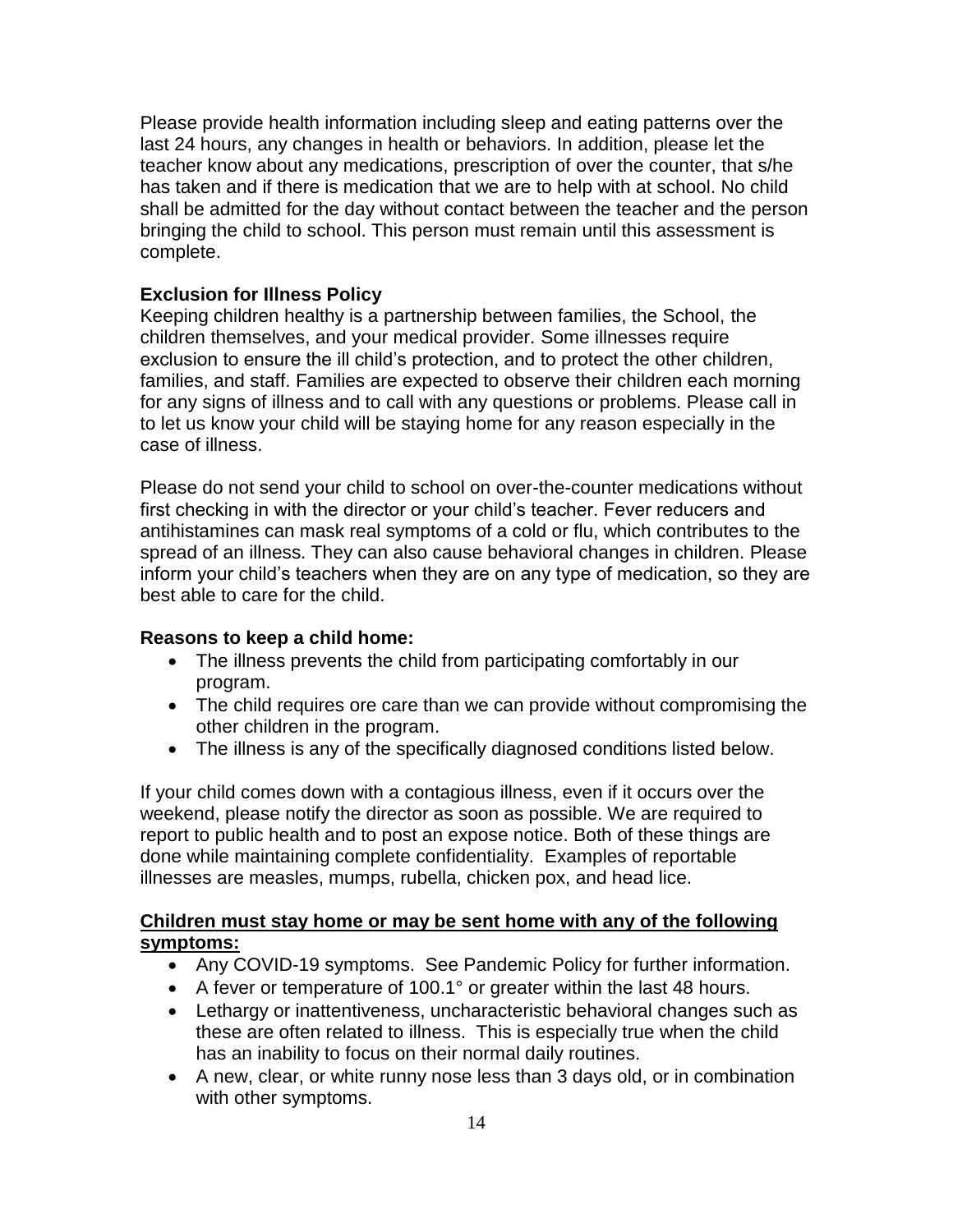Please provide health information including sleep and eating patterns over the last 24 hours, any changes in health or behaviors. In addition, please let the teacher know about any medications, prescription of over the counter, that s/he has taken and if there is medication that we are to help with at school. No child shall be admitted for the day without contact between the teacher and the person bringing the child to school. This person must remain until this assessment is complete.

**Exclusion for Illness Policy**

Keeping children healthy is a partnership between families, the School, the children themselves, and your medical provider. Some illnesses require exclusion to ensure the ill child's protection, and to protect the other children, families, and staff. Families are expected to observe their children each morning for any signs of illness and to call with any questions or problems. Please call in to let us know your child will be staying home for any reason especially in the case of illness.

Please do not send your child to school on over-the-counter medications without first checking in with the director or your child's teacher. Fever reducers and antihistamines can mask real symptoms of a cold or flu, which contributes to the spread of an illness. They can also cause behavioral changes in children. Please inform your child's teachers when they are on any type of medication, so they are best able to care for the child.

**Reasons to keep a child home:**

- The illness prevents the child from participating comfortably in our program.
- The child requires ore care than we can provide without compromising the other children in the program.
- The illness is any of the specifically diagnosed conditions listed below.

If your child comes down with a contagious illness, even if it occurs over the weekend, please notify the director as soon as possible. We are required to report to public health and to post an expose notice. Both of these things are done while maintaining complete confidentiality. Examples of reportable illnesses are measles, mumps, rubella, chicken pox, and head lice.

**Children must stay home or may be sent home with any of the following symptoms:**

- Any COVID-19 symptoms. See Pandemic Policy for further information.
- A fever or temperature of 100.1° or greater within the last 48 hours.
- Lethargy or inattentiveness, uncharacteristic behavioral changes such as these are often related to illness. This is especially true when the child has an inability to focus on their normal daily routines.
- A new, clear, or white runny nose less than 3 days old, or in combination with other symptoms.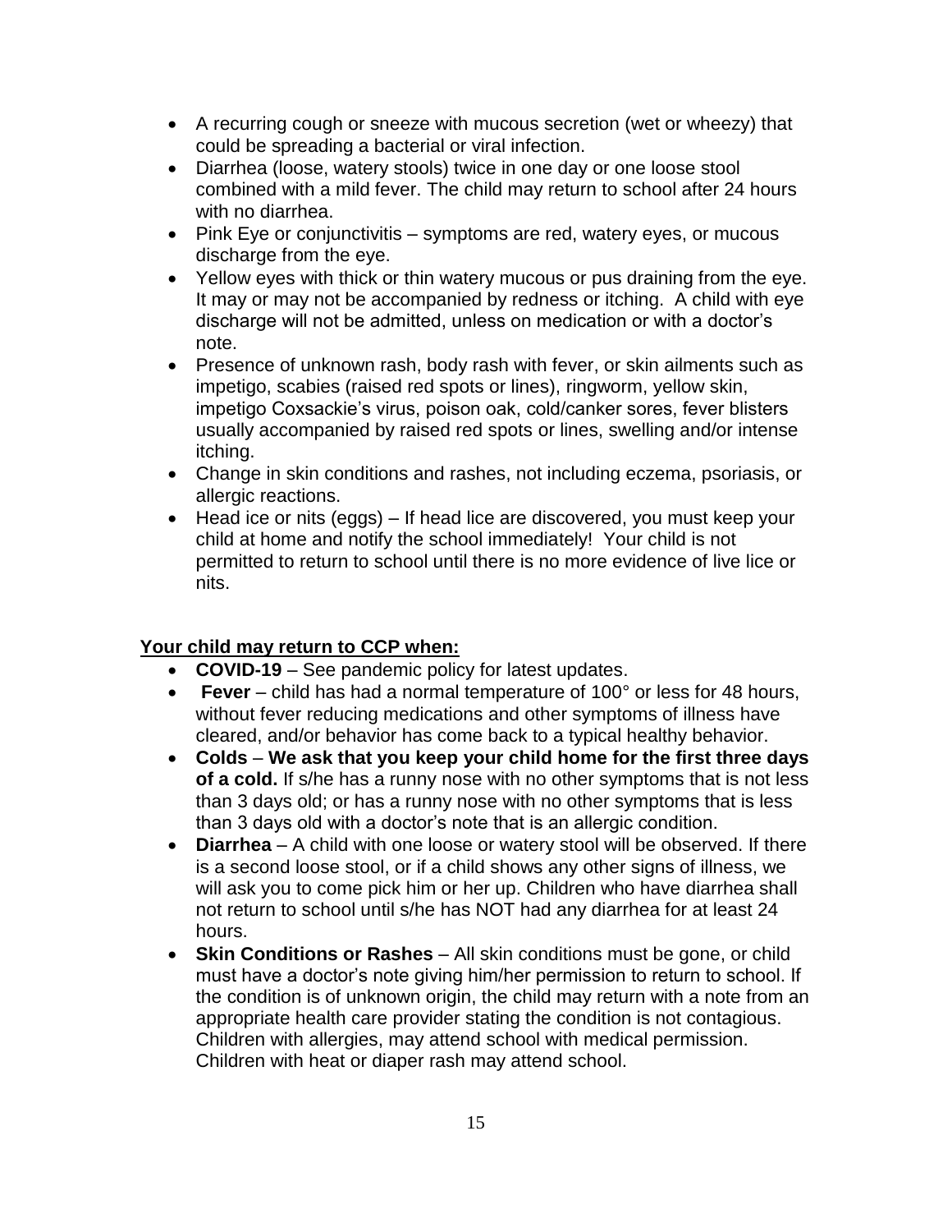- A recurring cough or sneeze with mucous secretion (wet or wheezy) that could be spreading a bacterial or viral infection.
- Diarrhea (loose, watery stools) twice in one day or one loose stool combined with a mild fever. The child may return to school after 24 hours with no diarrhea.
- Pink Eye or conjunctivitis – symptoms are red, watery eyes, or mucous discharge from the eye.
- Yellow eyes with thick or thin watery mucous or pus draining from the eye. It may or may not be accompanied by redness or itching. A child with eye discharge will not be admitted, unless on medication or with a doctor's note.
- Presence of unknown rash, body rash with fever, or skin ailments such as impetigo, scabies (raised red spots or lines), ringworm, yellow skin, impetigo Coxsackie's virus, poison oak, cold/canker sores, fever blisters usually accompanied by raised red spots or lines, swelling and/or intense itching.
- Change in skin conditions and rashes, not including eczema, psoriasis, or allergic reactions.
- Head ice or nits (eggs) – If head lice are discovered, you must keep your child at home and notify the school immediately! Your child is not permitted to return to school until there is no more evidence of live lice or nits.

**Your child may return to CCP when:**

- **COVID-19** – See pandemic policy for latest updates.
- **Fever** – child has had a normal temperature of 100° or less for 48 hours, without fever reducing medications and other symptoms of illness have cleared, and/or behavior has come back to a typical healthy behavior.
- **Colds** – **We ask that you keep your child home for the first three days of a cold.** If s/he has a runny nose with no other symptoms that is not less than 3 days old; or has a runny nose with no other symptoms that is less than 3 days old with a doctor's note that is an allergic condition.
- **Diarrhea** – A child with one loose or watery stool will be observed. If there is a second loose stool, or if a child shows any other signs of illness, we will ask you to come pick him or her up. Children who have diarrhea shall not return to school until s/he has NOT had any diarrhea for at least 24 hours.
- **Skin Conditions or Rashes** – All skin conditions must be gone, or child must have a doctor's note giving him/her permission to return to school. If the condition is of unknown origin, the child may return with a note from an appropriate health care provider stating the condition is not contagious. Children with allergies, may attend school with medical permission. Children with heat or diaper rash may attend school.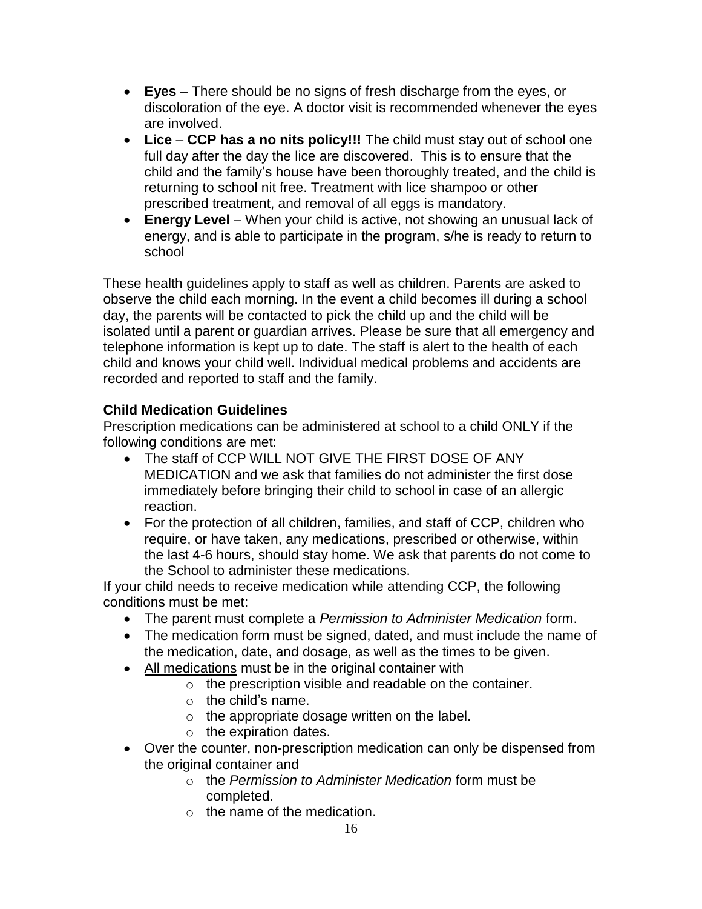- **Eyes** – There should be no signs of fresh discharge from the eyes, or discoloration of the eye. A doctor visit is recommended whenever the eyes are involved.
- **Lice** – **CCP has a no nits policy!!!** The child must stay out of school one full day after the day the lice are discovered. This is to ensure that the child and the family's house have been thoroughly treated, and the child is returning to school nit free. Treatment with lice shampoo or other prescribed treatment, and removal of all eggs is mandatory.
- **Energy Level** – When your child is active, not showing an unusual lack of energy, and is able to participate in the program, s/he is ready to return to school

These health guidelines apply to staff as well as children. Parents are asked to observe the child each morning. In the event a child becomes ill during a school day, the parents will be contacted to pick the child up and the child will be isolated until a parent or guardian arrives. Please be sure that all emergency and telephone information is kept up to date. The staff is alert to the health of each child and knows your child well. Individual medical problems and accidents are recorded and reported to staff and the family.

**Child Medication Guidelines**

Prescription medications can be administered at school to a child ONLY if the following conditions are met:

- The staff of CCP WILL NOT GIVE THE FIRST DOSE OF ANY MEDICATION and we ask that families do not administer the first dose immediately before bringing their child to school in case of an allergic reaction.
- For the protection of all children, families, and staff of CCP, children who require, or have taken, any medications, prescribed or otherwise, within the last 4-6 hours, should stay home. We ask that parents do not come to the School to administer these medications.

If your child needs to receive medication while attending CCP, the following conditions must be met:

- The parent must complete a *Permission to Administer Medication* form.
- The medication form must be signed, dated, and must include the name of the medication, date, and dosage, as well as the times to be given.
- <u>All medications</u> must be in the original container with
  - the prescription visible and readable on the container.
  - the child's name.
  - the appropriate dosage written on the label.
  - the expiration dates.
- Over the counter, non-prescription medication can only be dispensed from the original container and
  - the *Permission to Administer Medication* form must be completed.
  - the name of the medication.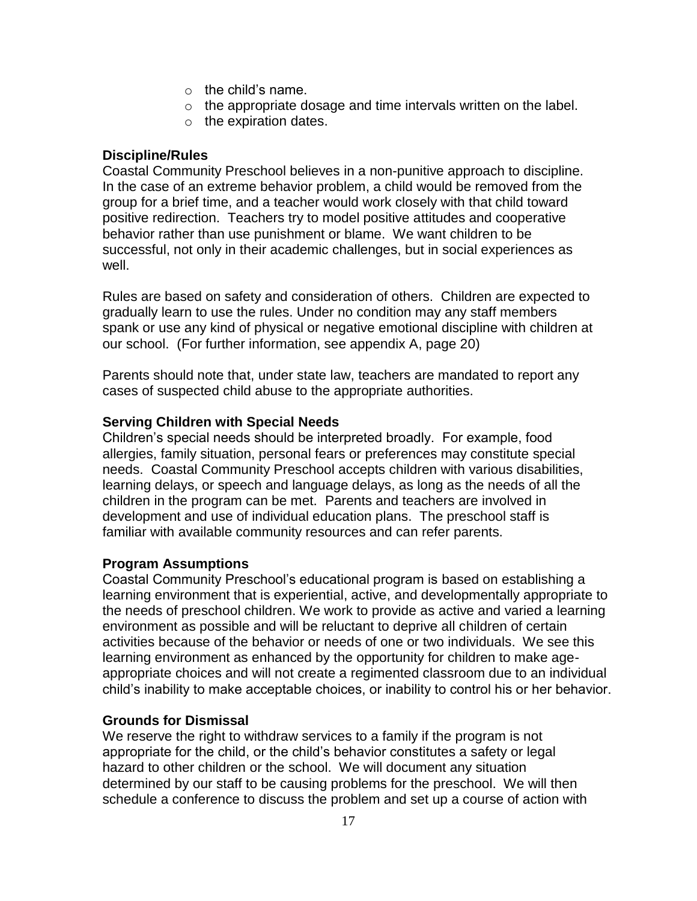- the child's name.
- the appropriate dosage and time intervals written on the label.
- the expiration dates.

**Discipline/Rules**

Coastal Community Preschool believes in a non-punitive approach to discipline. In the case of an extreme behavior problem, a child would be removed from the group for a brief time, and a teacher would work closely with that child toward positive redirection. Teachers try to model positive attitudes and cooperative behavior rather than use punishment or blame. We want children to be successful, not only in their academic challenges, but in social experiences as well.

Rules are based on safety and consideration of others. Children are expected to gradually learn to use the rules. Under no condition may any staff members spank or use any kind of physical or negative emotional discipline with children at our school. (For further information, see appendix A, page 20)

Parents should note that, under state law, teachers are mandated to report any cases of suspected child abuse to the appropriate authorities.

**Serving Children with Special Needs**

Children's special needs should be interpreted broadly. For example, food allergies, family situation, personal fears or preferences may constitute special needs. Coastal Community Preschool accepts children with various disabilities, learning delays, or speech and language delays, as long as the needs of all the children in the program can be met. Parents and teachers are involved in development and use of individual education plans. The preschool staff is familiar with available community resources and can refer parents.

**Program Assumptions**

Coastal Community Preschool's educational program is based on establishing a learning environment that is experiential, active, and developmentally appropriate to the needs of preschool children. We work to provide as active and varied a learning environment as possible and will be reluctant to deprive all children of certain activities because of the behavior or needs of one or two individuals. We see this learning environment as enhanced by the opportunity for children to make age-appropriate choices and will not create a regimented classroom due to an individual child's inability to make acceptable choices, or inability to control his or her behavior.

**Grounds for Dismissal**

We reserve the right to withdraw services to a family if the program is not appropriate for the child, or the child's behavior constitutes a safety or legal hazard to other children or the school. We will document any situation determined by our staff to be causing problems for the preschool. We will then schedule a conference to discuss the problem and set up a course of action with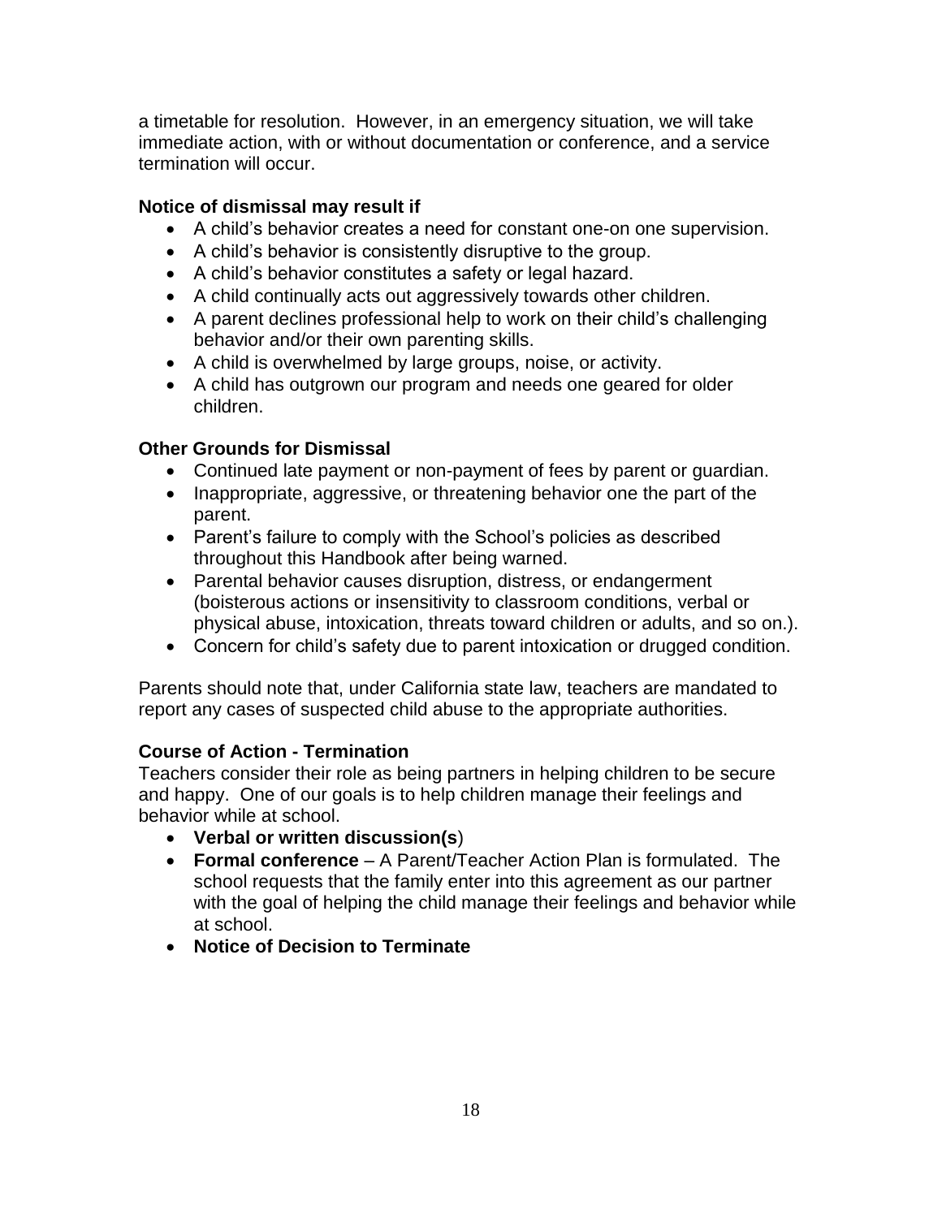a timetable for resolution. However, in an emergency situation, we will take immediate action, with or without documentation or conference, and a service termination will occur.

**Notice of dismissal may result if**

- A child's behavior creates a need for constant one-on one supervision.
- A child's behavior is consistently disruptive to the group.
- A child's behavior constitutes a safety or legal hazard.
- A child continually acts out aggressively towards other children.
- A parent declines professional help to work on their child's challenging behavior and/or their own parenting skills.
- A child is overwhelmed by large groups, noise, or activity.
- A child has outgrown our program and needs one geared for older children.

**Other Grounds for Dismissal**

- Continued late payment or non-payment of fees by parent or guardian.
- Inappropriate, aggressive, or threatening behavior one the part of the parent.
- Parent's failure to comply with the School's policies as described throughout this Handbook after being warned.
- Parental behavior causes disruption, distress, or endangerment (boisterous actions or insensitivity to classroom conditions, verbal or physical abuse, intoxication, threats toward children or adults, and so on.).
- Concern for child's safety due to parent intoxication or drugged condition.

Parents should note that, under California state law, teachers are mandated to report any cases of suspected child abuse to the appropriate authorities.

**Course of Action - Termination**

Teachers consider their role as being partners in helping children to be secure and happy. One of our goals is to help children manage their feelings and behavior while at school.

- **Verbal or written discussion(s**)
- **Formal conference** – A Parent/Teacher Action Plan is formulated. The school requests that the family enter into this agreement as our partner with the goal of helping the child manage their feelings and behavior while at school.
- **Notice of Decision to Terminate**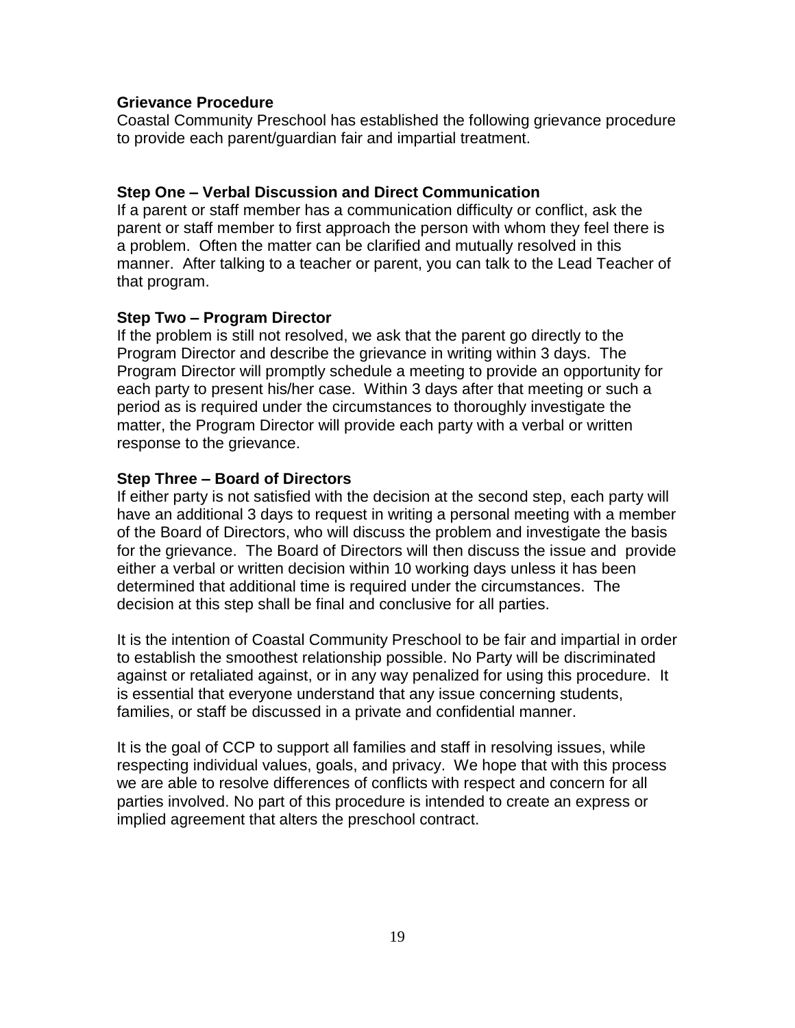## Grievance Procedure

Coastal Community Preschool has established the following grievance procedure to provide each parent/guardian fair and impartial treatment.

### Step One – Verbal Discussion and Direct Communication

If a parent or staff member has a communication difficulty or conflict, ask the parent or staff member to first approach the person with whom they feel there is a problem. Often the matter can be clarified and mutually resolved in this manner. After talking to a teacher or parent, you can talk to the Lead Teacher of that program.

### Step Two – Program Director

If the problem is still not resolved, we ask that the parent go directly to the Program Director and describe the grievance in writing within 3 days. The Program Director will promptly schedule a meeting to provide an opportunity for each party to present his/her case. Within 3 days after that meeting or such a period as is required under the circumstances to thoroughly investigate the matter, the Program Director will provide each party with a verbal or written response to the grievance.

### Step Three – Board of Directors

If either party is not satisfied with the decision at the second step, each party will have an additional 3 days to request in writing a personal meeting with a member of the Board of Directors, who will discuss the problem and investigate the basis for the grievance. The Board of Directors will then discuss the issue and provide either a verbal or written decision within 10 working days unless it has been determined that additional time is required under the circumstances. The decision at this step shall be final and conclusive for all parties.

It is the intention of Coastal Community Preschool to be fair and impartial in order to establish the smoothest relationship possible. No Party will be discriminated against or retaliated against, or in any way penalized for using this procedure. It is essential that everyone understand that any issue concerning students, families, or staff be discussed in a private and confidential manner.

It is the goal of CCP to support all families and staff in resolving issues, while respecting individual values, goals, and privacy. We hope that with this process we are able to resolve differences of conflicts with respect and concern for all parties involved. No part of this procedure is intended to create an express or implied agreement that alters the preschool contract.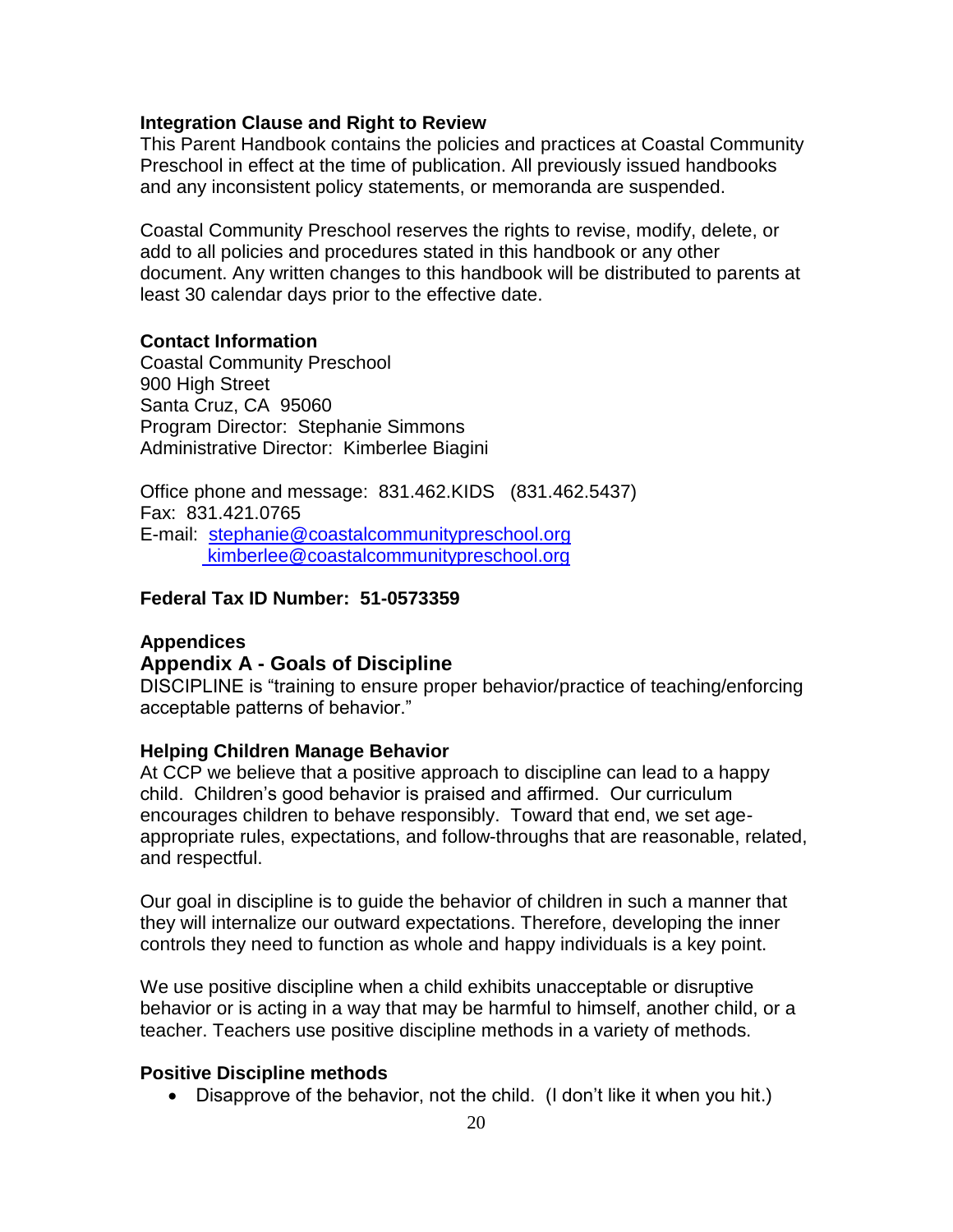**Integration Clause and Right to Review**

This Parent Handbook contains the policies and practices at Coastal Community Preschool in effect at the time of publication. All previously issued handbooks and any inconsistent policy statements, or memoranda are suspended.

Coastal Community Preschool reserves the rights to revise, modify, delete, or add to all policies and procedures stated in this handbook or any other document. Any written changes to this handbook will be distributed to parents at least 30 calendar days prior to the effective date.

**Contact Information**

Coastal Community Preschool
900 High Street
Santa Cruz, CA 95060
Program Director: Stephanie Simmons
Administrative Director: Kimberlee Biagini

Office phone and message: 831.462.KIDS (831.462.5437)
Fax: 831.421.0765
E-mail: stephanie@coastalcommunitypreschool.org
kimberlee@coastalcommunitypreschool.org

**Federal Tax ID Number: 51-0573359**

**Appendices**

## Appendix A - Goals of Discipline

DISCIPLINE is "training to ensure proper behavior/practice of teaching/enforcing acceptable patterns of behavior."

**Helping Children Manage Behavior**

At CCP we believe that a positive approach to discipline can lead to a happy child. Children's good behavior is praised and affirmed. Our curriculum encourages children to behave responsibly. Toward that end, we set age-appropriate rules, expectations, and follow-throughs that are reasonable, related, and respectful.

Our goal in discipline is to guide the behavior of children in such a manner that they will internalize our outward expectations. Therefore, developing the inner controls they need to function as whole and happy individuals is a key point.

We use positive discipline when a child exhibits unacceptable or disruptive behavior or is acting in a way that may be harmful to himself, another child, or a teacher. Teachers use positive discipline methods in a variety of methods.

**Positive Discipline methods**

- Disapprove of the behavior, not the child. (I don't like it when you hit.)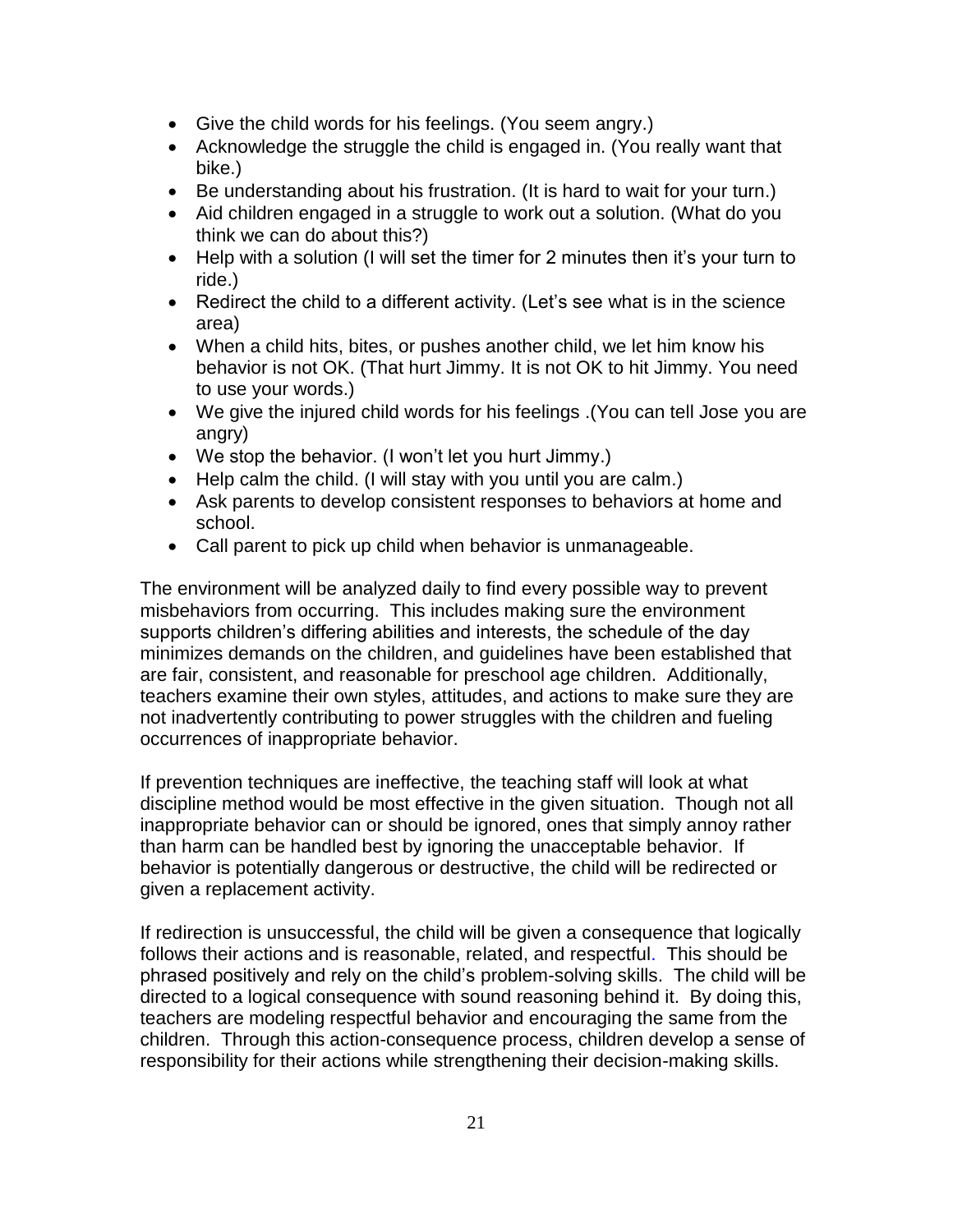- Give the child words for his feelings. (You seem angry.)
- Acknowledge the struggle the child is engaged in. (You really want that bike.)
- Be understanding about his frustration. (It is hard to wait for your turn.)
- Aid children engaged in a struggle to work out a solution. (What do you think we can do about this?)
- Help with a solution (I will set the timer for 2 minutes then it's your turn to ride.)
- Redirect the child to a different activity. (Let's see what is in the science area)
- When a child hits, bites, or pushes another child, we let him know his behavior is not OK. (That hurt Jimmy. It is not OK to hit Jimmy. You need to use your words.)
- We give the injured child words for his feelings .(You can tell Jose you are angry)
- We stop the behavior. (I won't let you hurt Jimmy.)
- Help calm the child. (I will stay with you until you are calm.)
- Ask parents to develop consistent responses to behaviors at home and school.
- Call parent to pick up child when behavior is unmanageable.

The environment will be analyzed daily to find every possible way to prevent misbehaviors from occurring. This includes making sure the environment supports children's differing abilities and interests, the schedule of the day minimizes demands on the children, and guidelines have been established that are fair, consistent, and reasonable for preschool age children. Additionally, teachers examine their own styles, attitudes, and actions to make sure they are not inadvertently contributing to power struggles with the children and fueling occurrences of inappropriate behavior.

If prevention techniques are ineffective, the teaching staff will look at what discipline method would be most effective in the given situation. Though not all inappropriate behavior can or should be ignored, ones that simply annoy rather than harm can be handled best by ignoring the unacceptable behavior. If behavior is potentially dangerous or destructive, the child will be redirected or given a replacement activity.

If redirection is unsuccessful, the child will be given a consequence that logically follows their actions and is reasonable, related, and respectful. This should be phrased positively and rely on the child's problem-solving skills. The child will be directed to a logical consequence with sound reasoning behind it. By doing this, teachers are modeling respectful behavior and encouraging the same from the children. Through this action-consequence process, children develop a sense of responsibility for their actions while strengthening their decision-making skills.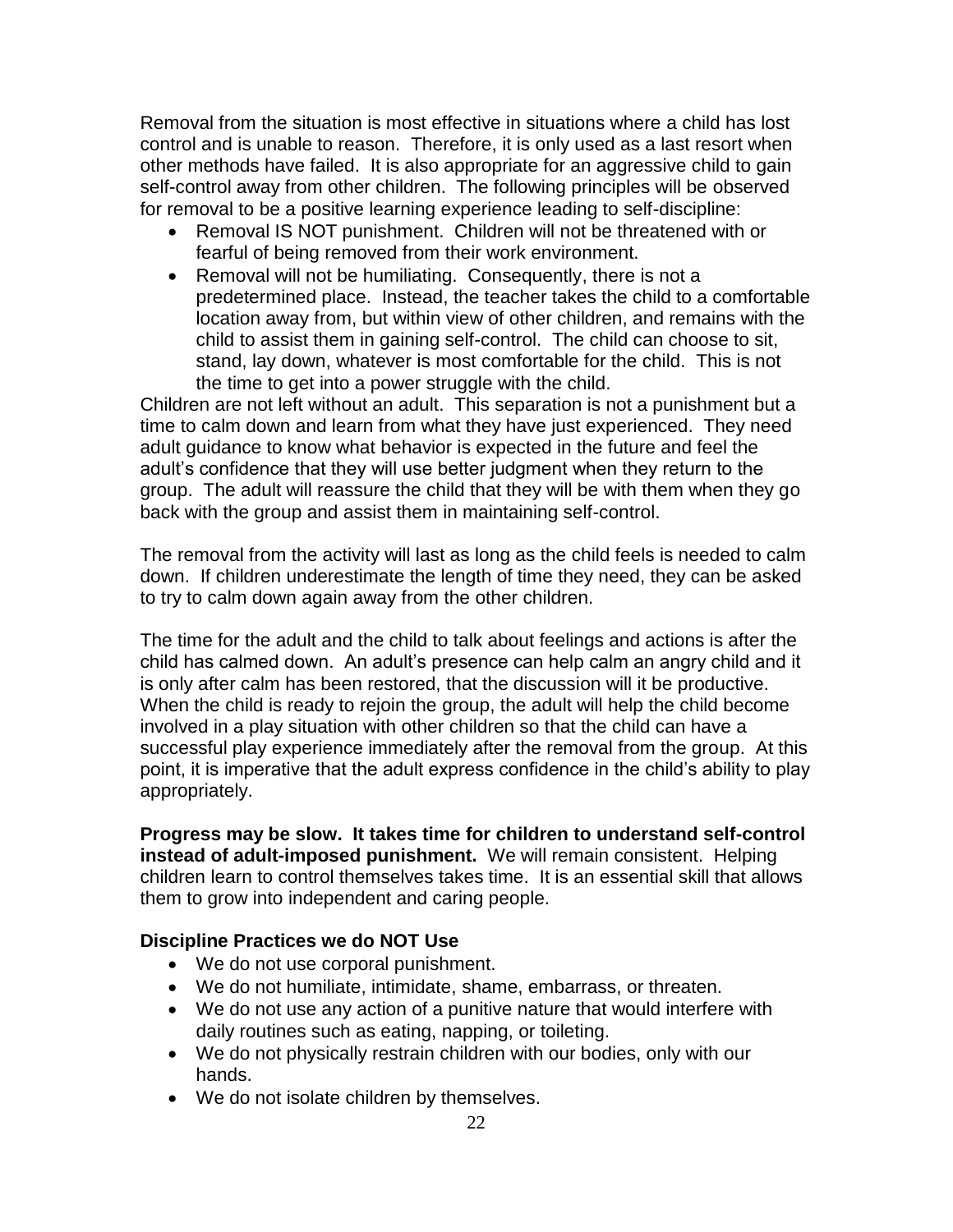Removal from the situation is most effective in situations where a child has lost control and is unable to reason. Therefore, it is only used as a last resort when other methods have failed. It is also appropriate for an aggressive child to gain self-control away from other children. The following principles will be observed for removal to be a positive learning experience leading to self-discipline:

- Removal IS NOT punishment. Children will not be threatened with or fearful of being removed from their work environment.
- Removal will not be humiliating. Consequently, there is not a predetermined place. Instead, the teacher takes the child to a comfortable location away from, but within view of other children, and remains with the child to assist them in gaining self-control. The child can choose to sit, stand, lay down, whatever is most comfortable for the child. This is not the time to get into a power struggle with the child.

Children are not left without an adult. This separation is not a punishment but a time to calm down and learn from what they have just experienced. They need adult guidance to know what behavior is expected in the future and feel the adult's confidence that they will use better judgment when they return to the group. The adult will reassure the child that they will be with them when they go back with the group and assist them in maintaining self-control.

The removal from the activity will last as long as the child feels is needed to calm down. If children underestimate the length of time they need, they can be asked to try to calm down again away from the other children.

The time for the adult and the child to talk about feelings and actions is after the child has calmed down. An adult's presence can help calm an angry child and it is only after calm has been restored, that the discussion will it be productive. When the child is ready to rejoin the group, the adult will help the child become involved in a play situation with other children so that the child can have a successful play experience immediately after the removal from the group. At this point, it is imperative that the adult express confidence in the child's ability to play appropriately.

**Progress may be slow. It takes time for children to understand self-control instead of adult-imposed punishment.** We will remain consistent. Helping children learn to control themselves takes time. It is an essential skill that allows them to grow into independent and caring people.

### Discipline Practices we do NOT Use

- We do not use corporal punishment.
- We do not humiliate, intimidate, shame, embarrass, or threaten.
- We do not use any action of a punitive nature that would interfere with daily routines such as eating, napping, or toileting.
- We do not physically restrain children with our bodies, only with our hands.
- We do not isolate children by themselves.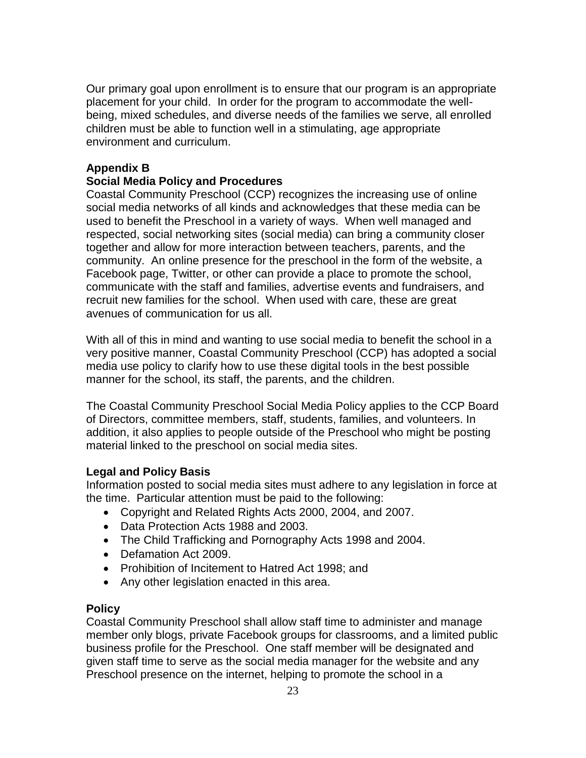Our primary goal upon enrollment is to ensure that our program is an appropriate placement for your child. In order for the program to accommodate the well-being, mixed schedules, and diverse needs of the families we serve, all enrolled children must be able to function well in a stimulating, age appropriate environment and curriculum.

**Appendix B**

**Social Media Policy and Procedures**

Coastal Community Preschool (CCP) recognizes the increasing use of online social media networks of all kinds and acknowledges that these media can be used to benefit the Preschool in a variety of ways. When well managed and respected, social networking sites (social media) can bring a community closer together and allow for more interaction between teachers, parents, and the community. An online presence for the preschool in the form of the website, a Facebook page, Twitter, or other can provide a place to promote the school, communicate with the staff and families, advertise events and fundraisers, and recruit new families for the school. When used with care, these are great avenues of communication for us all.

With all of this in mind and wanting to use social media to benefit the school in a very positive manner, Coastal Community Preschool (CCP) has adopted a social media use policy to clarify how to use these digital tools in the best possible manner for the school, its staff, the parents, and the children.

The Coastal Community Preschool Social Media Policy applies to the CCP Board of Directors, committee members, staff, students, families, and volunteers. In addition, it also applies to people outside of the Preschool who might be posting material linked to the preschool on social media sites.

**Legal and Policy Basis**

Information posted to social media sites must adhere to any legislation in force at the time. Particular attention must be paid to the following:

- Copyright and Related Rights Acts 2000, 2004, and 2007.
- Data Protection Acts 1988 and 2003.
- The Child Trafficking and Pornography Acts 1998 and 2004.
- Defamation Act 2009.
- Prohibition of Incitement to Hatred Act 1998; and
- Any other legislation enacted in this area.

**Policy**

Coastal Community Preschool shall allow staff time to administer and manage member only blogs, private Facebook groups for classrooms, and a limited public business profile for the Preschool. One staff member will be designated and given staff time to serve as the social media manager for the website and any Preschool presence on the internet, helping to promote the school in a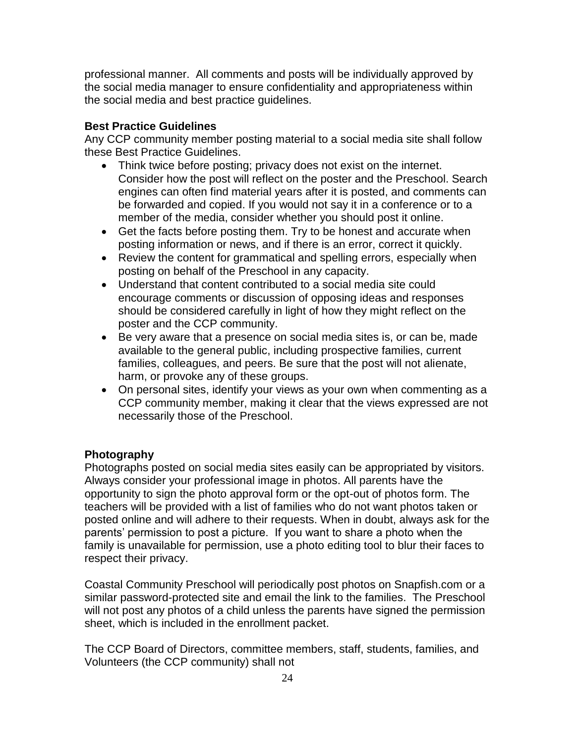professional manner. All comments and posts will be individually approved by the social media manager to ensure confidentiality and appropriateness within the social media and best practice guidelines.

**Best Practice Guidelines**

Any CCP community member posting material to a social media site shall follow these Best Practice Guidelines.

- Think twice before posting; privacy does not exist on the internet. Consider how the post will reflect on the poster and the Preschool. Search engines can often find material years after it is posted, and comments can be forwarded and copied. If you would not say it in a conference or to a member of the media, consider whether you should post it online.
- Get the facts before posting them. Try to be honest and accurate when posting information or news, and if there is an error, correct it quickly.
- Review the content for grammatical and spelling errors, especially when posting on behalf of the Preschool in any capacity.
- Understand that content contributed to a social media site could encourage comments or discussion of opposing ideas and responses should be considered carefully in light of how they might reflect on the poster and the CCP community.
- Be very aware that a presence on social media sites is, or can be, made available to the general public, including prospective families, current families, colleagues, and peers. Be sure that the post will not alienate, harm, or provoke any of these groups.
- On personal sites, identify your views as your own when commenting as a CCP community member, making it clear that the views expressed are not necessarily those of the Preschool.

**Photography**

Photographs posted on social media sites easily can be appropriated by visitors. Always consider your professional image in photos. All parents have the opportunity to sign the photo approval form or the opt-out of photos form. The teachers will be provided with a list of families who do not want photos taken or posted online and will adhere to their requests. When in doubt, always ask for the parents' permission to post a picture. If you want to share a photo when the family is unavailable for permission, use a photo editing tool to blur their faces to respect their privacy.

Coastal Community Preschool will periodically post photos on Snapfish.com or a similar password-protected site and email the link to the families. The Preschool will not post any photos of a child unless the parents have signed the permission sheet, which is included in the enrollment packet.

The CCP Board of Directors, committee members, staff, students, families, and Volunteers (the CCP community) shall not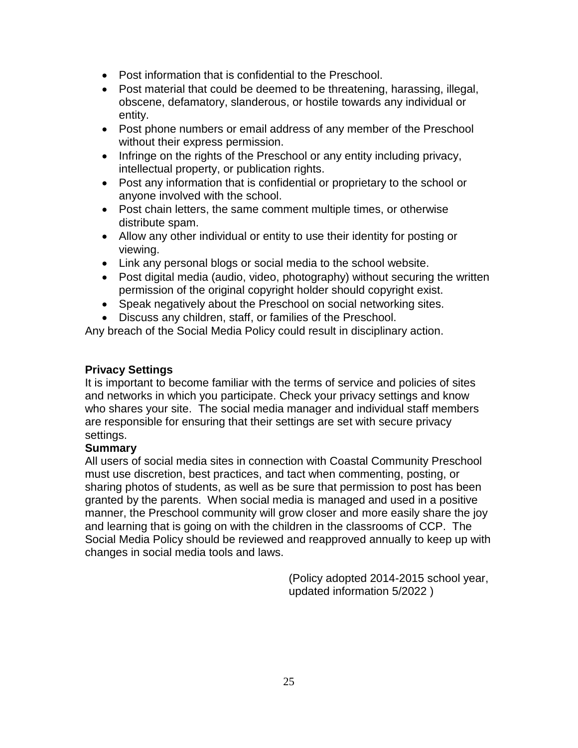- Post information that is confidential to the Preschool.
- Post material that could be deemed to be threatening, harassing, illegal, obscene, defamatory, slanderous, or hostile towards any individual or entity.
- Post phone numbers or email address of any member of the Preschool without their express permission.
- Infringe on the rights of the Preschool or any entity including privacy, intellectual property, or publication rights.
- Post any information that is confidential or proprietary to the school or anyone involved with the school.
- Post chain letters, the same comment multiple times, or otherwise distribute spam.
- Allow any other individual or entity to use their identity for posting or viewing.
- Link any personal blogs or social media to the school website.
- Post digital media (audio, video, photography) without securing the written permission of the original copyright holder should copyright exist.
- Speak negatively about the Preschool on social networking sites.
- Discuss any children, staff, or families of the Preschool.

Any breach of the Social Media Policy could result in disciplinary action.

**Privacy Settings**

It is important to become familiar with the terms of service and policies of sites and networks in which you participate. Check your privacy settings and know who shares your site. The social media manager and individual staff members are responsible for ensuring that their settings are set with secure privacy settings.

**Summary**

All users of social media sites in connection with Coastal Community Preschool must use discretion, best practices, and tact when commenting, posting, or sharing photos of students, as well as be sure that permission to post has been granted by the parents. When social media is managed and used in a positive manner, the Preschool community will grow closer and more easily share the joy and learning that is going on with the children in the classrooms of CCP. The Social Media Policy should be reviewed and reapproved annually to keep up with changes in social media tools and laws.

(Policy adopted 2014-2015 school year, updated information 5/2022 )